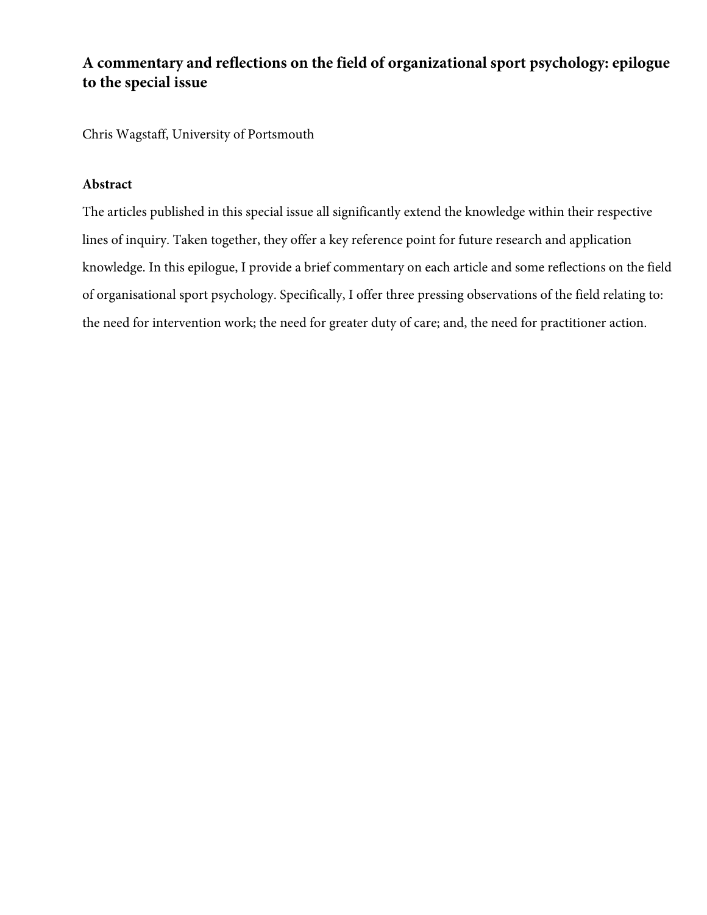# A commentary and reflections on the field of organizational sport psychology: epilogue to the special issue

Chris Wagstaff, University of Portsmouth

## Abstract

The articles published in this special issue all significantly extend the knowledge within their respective lines of inquiry. Taken together, they offer a key reference point for future research and application knowledge. In this epilogue, I provide a brief commentary on each article and some reflections on the field of organisational sport psychology. Specifically, I offer three pressing observations of the field relating to: the need for intervention work; the need for greater duty of care; and, the need for practitioner action.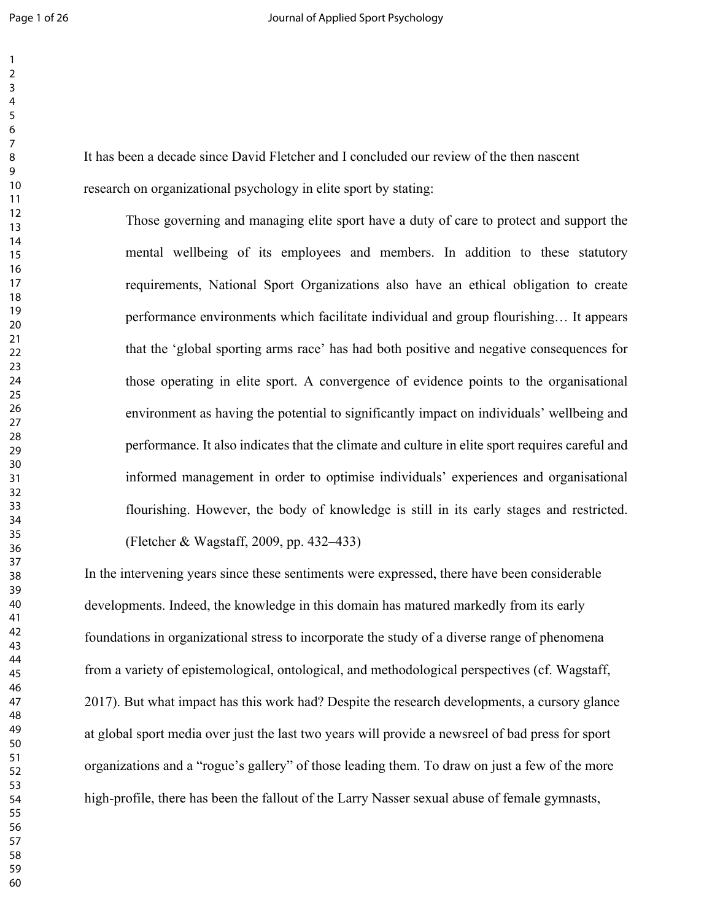It has been a decade since David Fletcher and I concluded our review of the then nascent research on organizational psychology in elite sport by stating:

> Those governing and managing elite sport have a duty of care to protect and support the mental wellbeing of its employees and members. In addition to these statutory requirements, National Sport Organizations also have an ethical obligation to create performance environments which facilitate individual and group flourishing… It appears that the 'global sporting arms race' has had both positive and negative consequences for those operating in elite sport. A convergence of evidence points to the organisational environment as having the potential to significantly impact on individuals' wellbeing and performance. It also indicates that the climate and culture in elite sport requires careful and informed management in order to optimise individuals' experiences and organisational flourishing. However, the body of knowledge is still in its early stages and restricted. (Fletcher & Wagstaff, 2009, pp. 432–433)

In the intervening years since these sentiments were expressed, there have been considerable developments. Indeed, the knowledge in this domain has matured markedly from its early foundations in organizational stress to incorporate the study of a diverse range of phenomena from a variety of epistemological, ontological, and methodological perspectives (cf. Wagstaff, 2017). But what impact has this work had? Despite the research developments, a cursory glance at global sport media over just the last two years will provide a newsreel of bad press for sport organizations and a "rogue's gallery" of those leading them. To draw on just a few of the more high-profile, there has been the fallout of the Larry Nasser sexual abuse of female gymnasts,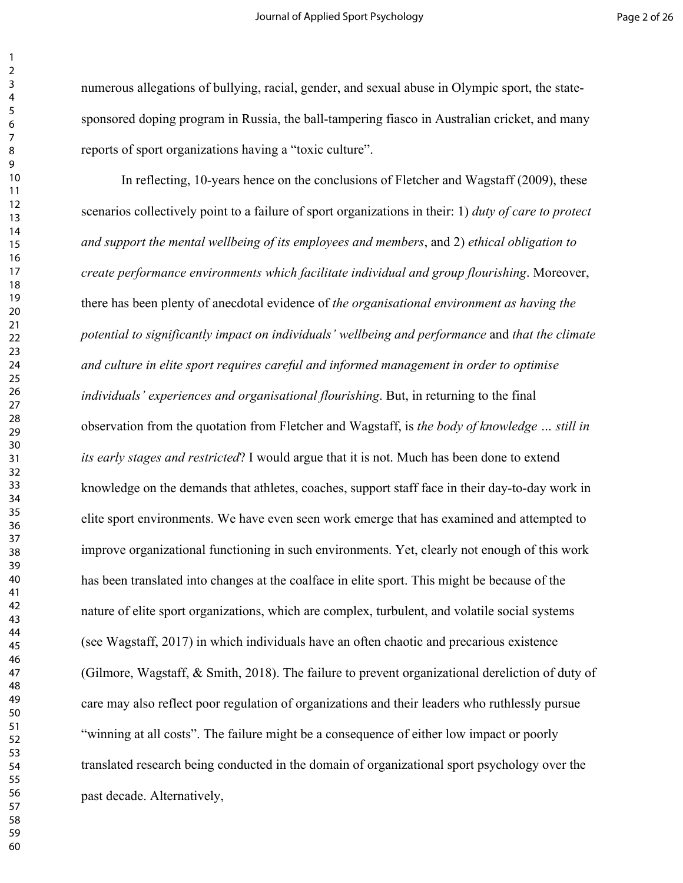numerous allegations of bullying, racial, gender, and sexual abuse in Olympic sport, the state-sponsored doping program in Russia, the ball-tampering fiasco in Australian cricket, and many reports of sport organizations having a "toxic culture".

In reflecting, 10-years hence on the conclusions of Fletcher and Wagstaff (2009), these scenarios collectively point to a failure of sport organizations in their: 1) *duty of care to protect and support the mental wellbeing of its employees and members*, and 2) *ethical obligation to create performance environments which facilitate individual and group flourishing*. Moreover, there has been plenty of anecdotal evidence of *the organisational environment as having the potential to significantly impact on individuals' wellbeing and performance* and *that the climate and culture in elite sport requires careful and informed management in order to optimise individuals' experiences and organisational flourishing*. But, in returning to the final observation from the quotation from Fletcher and Wagstaff, is *the body of knowledge … still in its early stages and restricted*? I would argue that it is not. Much has been done to extend knowledge on the demands that athletes, coaches, support staff face in their day-to-day work in elite sport environments. We have even seen work emerge that has examined and attempted to improve organizational functioning in such environments. Yet, clearly not enough of this work has been translated into changes at the coalface in elite sport. This might be because of the nature of elite sport organizations, which are complex, turbulent, and volatile social systems (see Wagstaff, 2017) in which individuals have an often chaotic and precarious existence (Gilmore, Wagstaff, & Smith, 2018). The failure to prevent organizational dereliction of duty of care may also reflect poor regulation of organizations and their leaders who ruthlessly pursue "winning at all costs". The failure might be a consequence of either low impact or poorly translated research being conducted in the domain of organizational sport psychology over the past decade. Alternatively,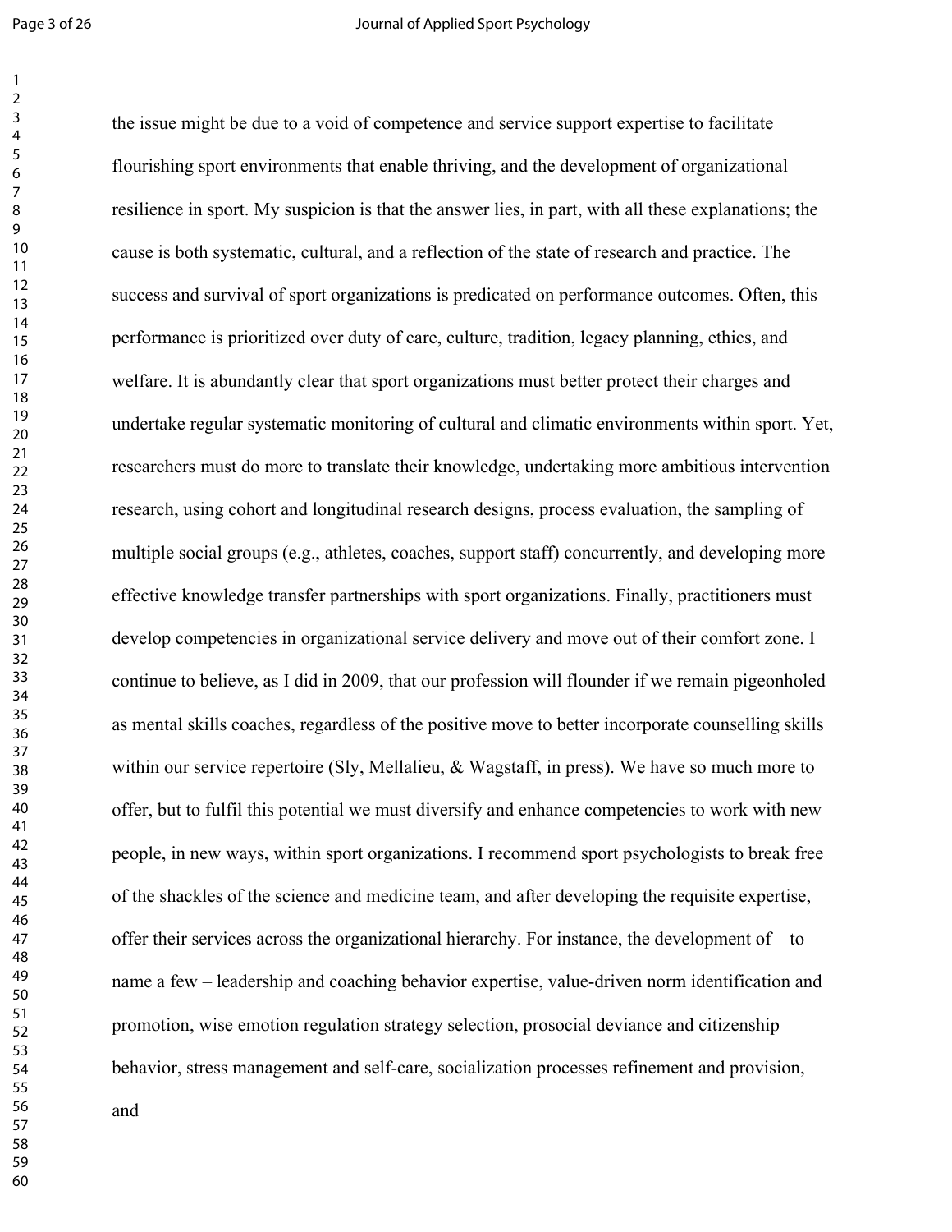the issue might be due to a void of competence and service support expertise to facilitate flourishing sport environments that enable thriving, and the development of organizational resilience in sport. My suspicion is that the answer lies, in part, with all these explanations; the cause is both systematic, cultural, and a reflection of the state of research and practice. The success and survival of sport organizations is predicated on performance outcomes. Often, this performance is prioritized over duty of care, culture, tradition, legacy planning, ethics, and welfare. It is abundantly clear that sport organizations must better protect their charges and undertake regular systematic monitoring of cultural and climatic environments within sport. Yet, researchers must do more to translate their knowledge, undertaking more ambitious intervention research, using cohort and longitudinal research designs, process evaluation, the sampling of multiple social groups (e.g., athletes, coaches, support staff) concurrently, and developing more effective knowledge transfer partnerships with sport organizations. Finally, practitioners must develop competencies in organizational service delivery and move out of their comfort zone. I continue to believe, as I did in 2009, that our profession will flounder if we remain pigeonholed as mental skills coaches, regardless of the positive move to better incorporate counselling skills within our service repertoire (Sly, Mellalieu, & Wagstaff, in press). We have so much more to offer, but to fulfil this potential we must diversify and enhance competencies to work with new people, in new ways, within sport organizations. I recommend sport psychologists to break free of the shackles of the science and medicine team, and after developing the requisite expertise, offer their services across the organizational hierarchy. For instance, the development of – to name a few – leadership and coaching behavior expertise, value-driven norm identification and promotion, wise emotion regulation strategy selection, prosocial deviance and citizenship behavior, stress management and self-care, socialization processes refinement and provision, and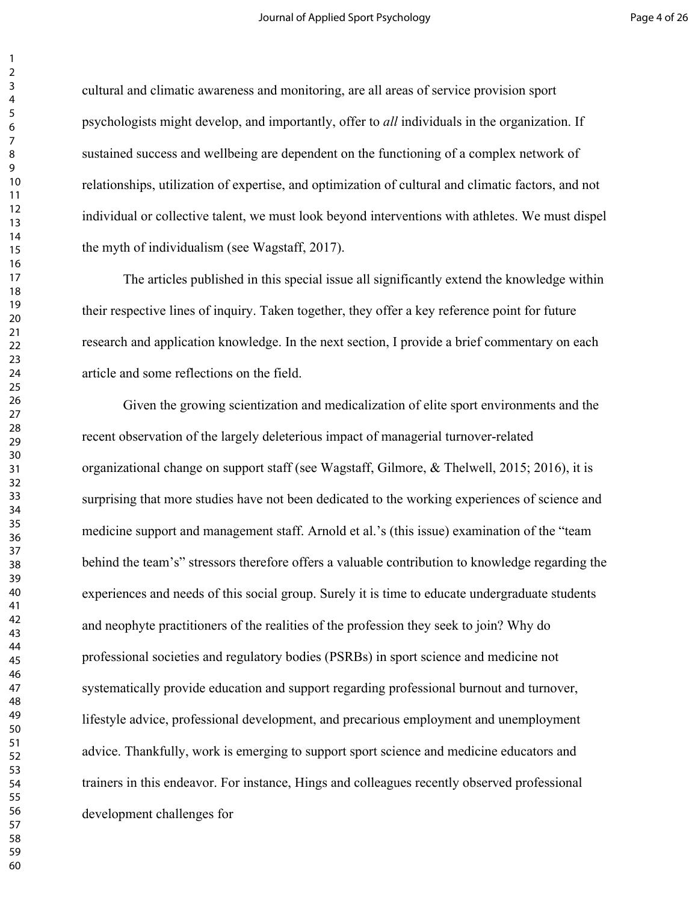cultural and climatic awareness and monitoring, are all areas of service provision sport psychologists might develop, and importantly, offer to *all* individuals in the organization. If sustained success and wellbeing are dependent on the functioning of a complex network of relationships, utilization of expertise, and optimization of cultural and climatic factors, and not individual or collective talent, we must look beyond interventions with athletes. We must dispel the myth of individualism (see Wagstaff, 2017).

The articles published in this special issue all significantly extend the knowledge within their respective lines of inquiry. Taken together, they offer a key reference point for future research and application knowledge. In the next section, I provide a brief commentary on each article and some reflections on the field.

Given the growing scientization and medicalization of elite sport environments and the recent observation of the largely deleterious impact of managerial turnover-related organizational change on support staff (see Wagstaff, Gilmore, & Thelwell, 2015; 2016), it is surprising that more studies have not been dedicated to the working experiences of science and medicine support and management staff. Arnold et al.'s (this issue) examination of the "team behind the team's" stressors therefore offers a valuable contribution to knowledge regarding the experiences and needs of this social group. Surely it is time to educate undergraduate students and neophyte practitioners of the realities of the profession they seek to join? Why do professional societies and regulatory bodies (PSRBs) in sport science and medicine not systematically provide education and support regarding professional burnout and turnover, lifestyle advice, professional development, and precarious employment and unemployment advice. Thankfully, work is emerging to support sport science and medicine educators and trainers in this endeavor. For instance, Hings and colleagues recently observed professional development challenges for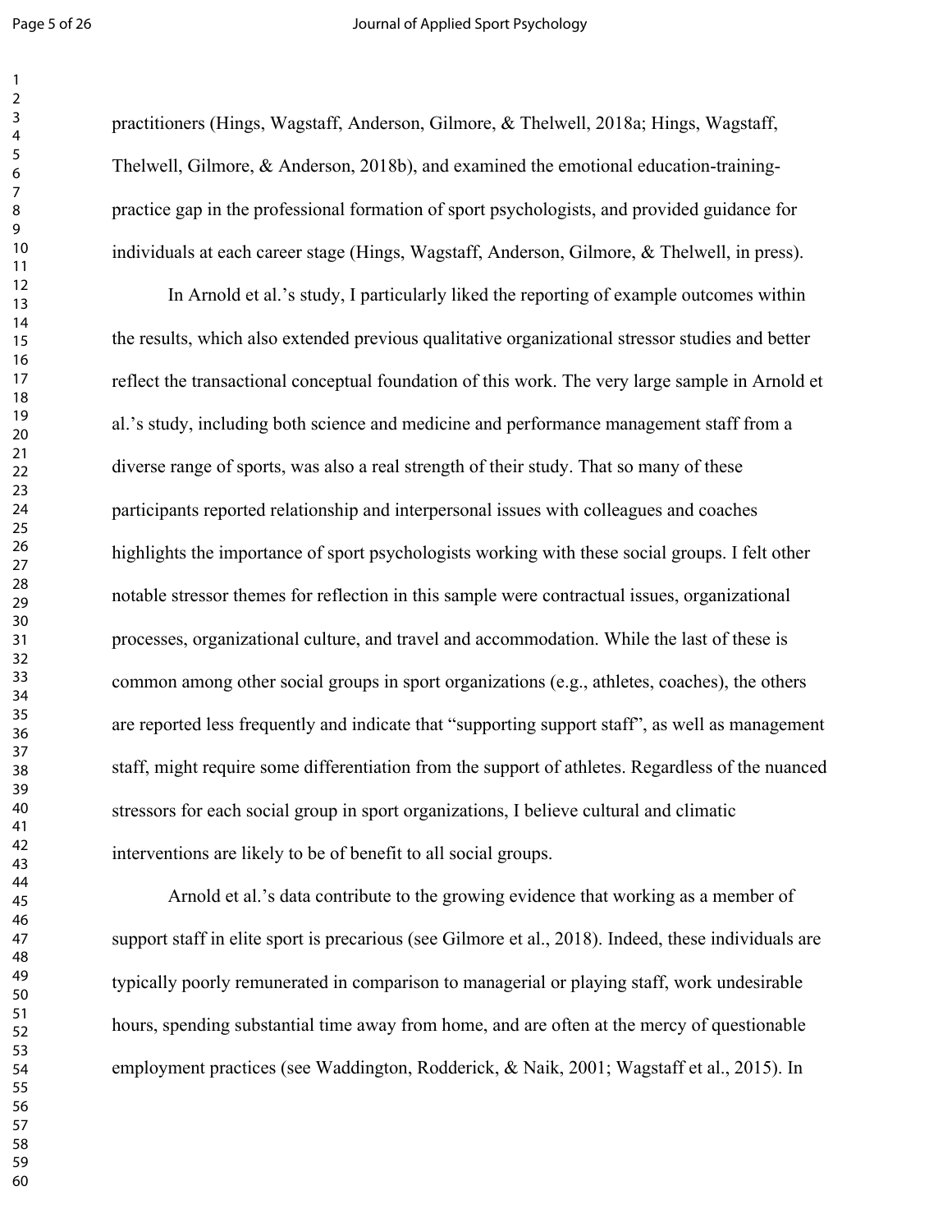practitioners (Hings, Wagstaff, Anderson, Gilmore, & Thelwell, 2018a; Hings, Wagstaff, Thelwell, Gilmore, & Anderson, 2018b), and examined the emotional education-training-practice gap in the professional formation of sport psychologists, and provided guidance for individuals at each career stage (Hings, Wagstaff, Anderson, Gilmore, & Thelwell, in press).

In Arnold et al.'s study, I particularly liked the reporting of example outcomes within the results, which also extended previous qualitative organizational stressor studies and better reflect the transactional conceptual foundation of this work. The very large sample in Arnold et al.'s study, including both science and medicine and performance management staff from a diverse range of sports, was also a real strength of their study. That so many of these participants reported relationship and interpersonal issues with colleagues and coaches highlights the importance of sport psychologists working with these social groups. I felt other notable stressor themes for reflection in this sample were contractual issues, organizational processes, organizational culture, and travel and accommodation. While the last of these is common among other social groups in sport organizations (e.g., athletes, coaches), the others are reported less frequently and indicate that "supporting support staff", as well as management staff, might require some differentiation from the support of athletes. Regardless of the nuanced stressors for each social group in sport organizations, I believe cultural and climatic interventions are likely to be of benefit to all social groups.

Arnold et al.'s data contribute to the growing evidence that working as a member of support staff in elite sport is precarious (see Gilmore et al., 2018). Indeed, these individuals are typically poorly remunerated in comparison to managerial or playing staff, work undesirable hours, spending substantial time away from home, and are often at the mercy of questionable employment practices (see Waddington, Rodderick, & Naik, 2001; Wagstaff et al., 2015). In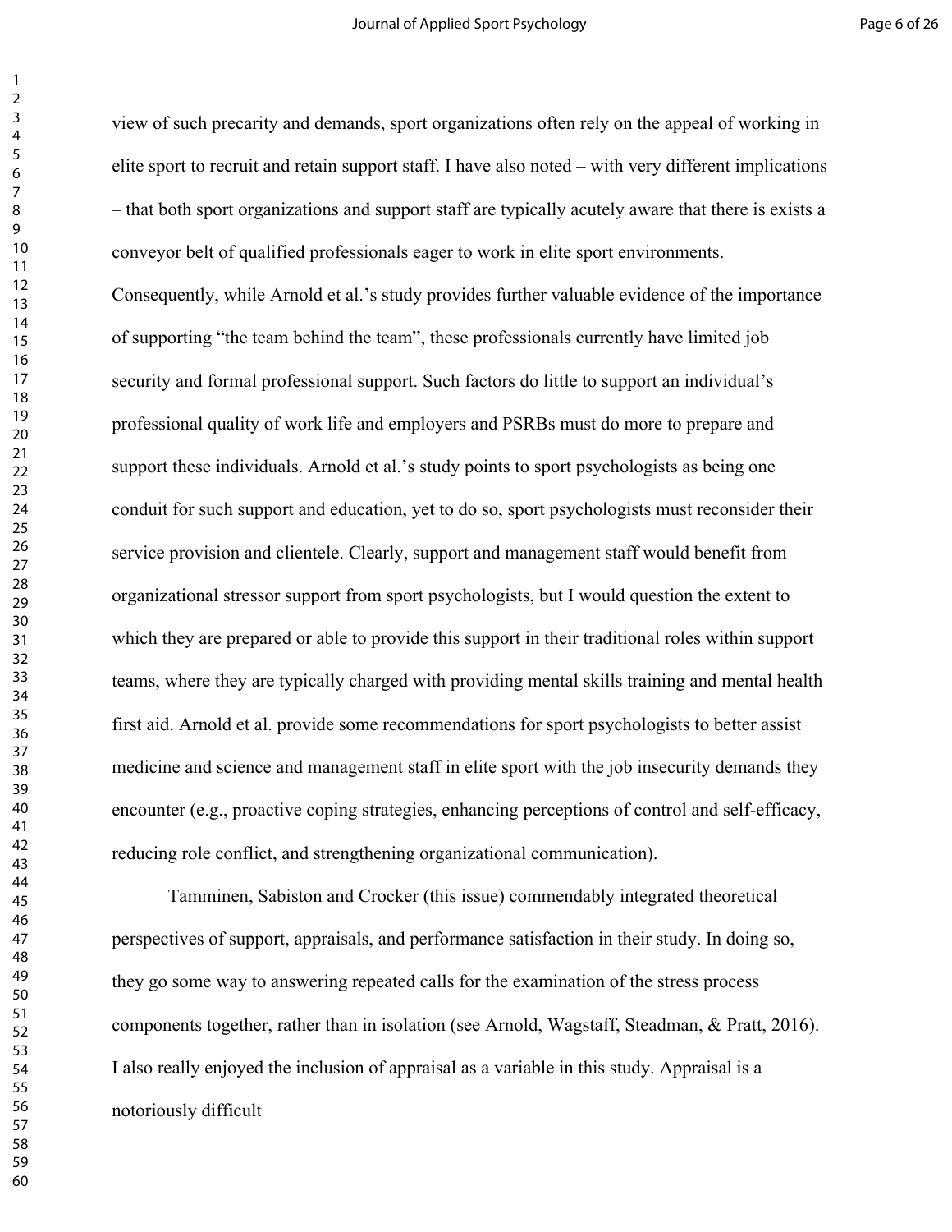view of such precarity and demands, sport organizations often rely on the appeal of working in elite sport to recruit and retain support staff. I have also noted – with very different implications – that both sport organizations and support staff are typically acutely aware that there is exists a conveyor belt of qualified professionals eager to work in elite sport environments. Consequently, while Arnold et al.'s study provides further valuable evidence of the importance of supporting "the team behind the team", these professionals currently have limited job security and formal professional support. Such factors do little to support an individual's professional quality of work life and employers and PSRBs must do more to prepare and support these individuals. Arnold et al.'s study points to sport psychologists as being one conduit for such support and education, yet to do so, sport psychologists must reconsider their service provision and clientele. Clearly, support and management staff would benefit from organizational stressor support from sport psychologists, but I would question the extent to which they are prepared or able to provide this support in their traditional roles within support teams, where they are typically charged with providing mental skills training and mental health first aid. Arnold et al. provide some recommendations for sport psychologists to better assist medicine and science and management staff in elite sport with the job insecurity demands they encounter (e.g., proactive coping strategies, enhancing perceptions of control and self-efficacy, reducing role conflict, and strengthening organizational communication).

Tamminen, Sabiston and Crocker (this issue) commendably integrated theoretical perspectives of support, appraisals, and performance satisfaction in their study. In doing so, they go some way to answering repeated calls for the examination of the stress process components together, rather than in isolation (see Arnold, Wagstaff, Steadman, & Pratt, 2016). I also really enjoyed the inclusion of appraisal as a variable in this study. Appraisal is a notoriously difficult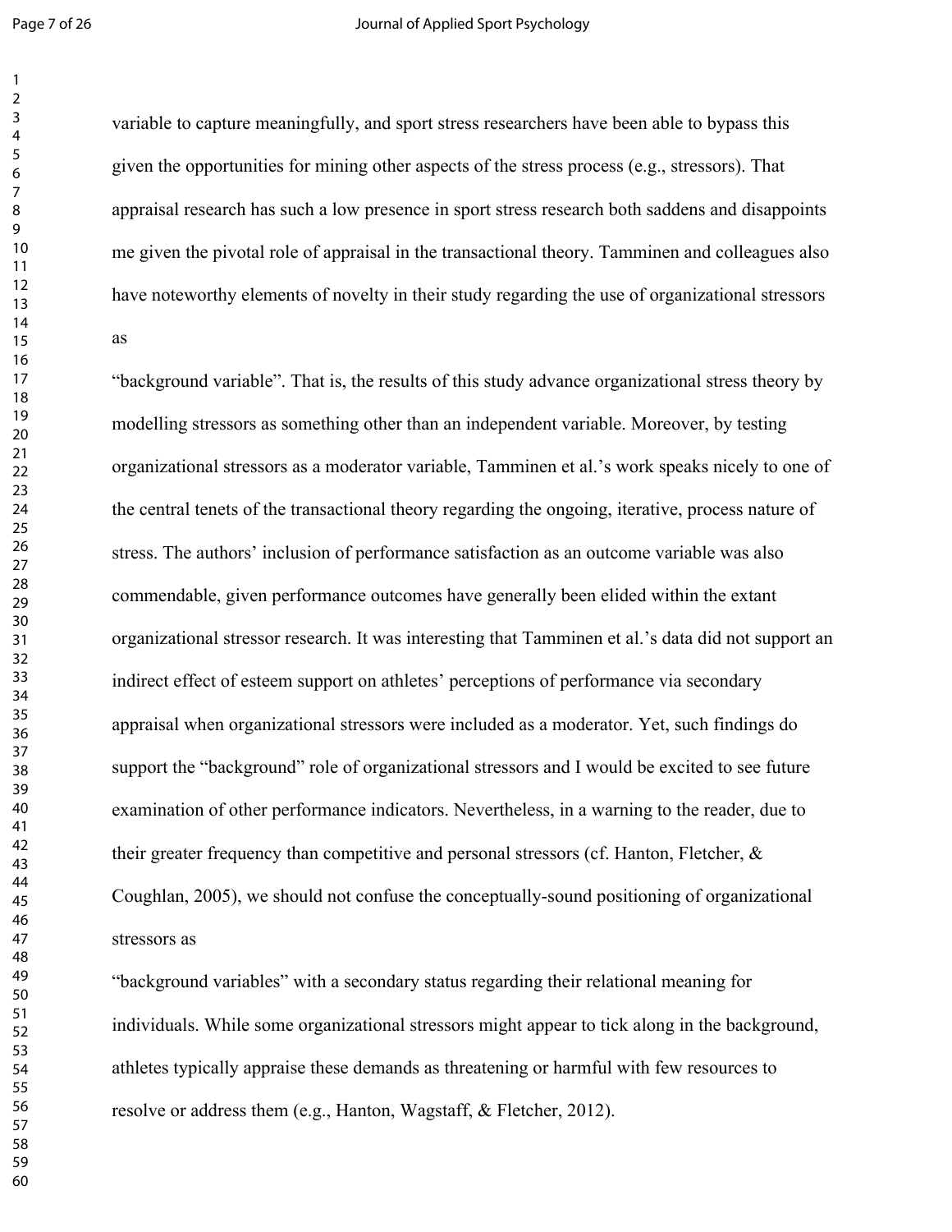variable to capture meaningfully, and sport stress researchers have been able to bypass this given the opportunities for mining other aspects of the stress process (e.g., stressors). That appraisal research has such a low presence in sport stress research both saddens and disappoints me given the pivotal role of appraisal in the transactional theory. Tamminen and colleagues also have noteworthy elements of novelty in their study regarding the use of organizational stressors as "background variable". That is, the results of this study advance organizational stress theory by modelling stressors as something other than an independent variable. Moreover, by testing organizational stressors as a moderator variable, Tamminen et al.'s work speaks nicely to one of the central tenets of the transactional theory regarding the ongoing, iterative, process nature of stress. The authors' inclusion of performance satisfaction as an outcome variable was also commendable, given performance outcomes have generally been elided within the extant organizational stressor research. It was interesting that Tamminen et al.'s data did not support an indirect effect of esteem support on athletes' perceptions of performance via secondary appraisal when organizational stressors were included as a moderator. Yet, such findings do support the "background" role of organizational stressors and I would be excited to see future examination of other performance indicators. Nevertheless, in a warning to the reader, due to their greater frequency than competitive and personal stressors (cf. Hanton, Fletcher, & Coughlan, 2005), we should not confuse the conceptually-sound positioning of organizational stressors as "background variables" with a secondary status regarding their relational meaning for individuals. While some organizational stressors might appear to tick along in the background, athletes typically appraise these demands as threatening or harmful with few resources to resolve or address them (e.g., Hanton, Wagstaff, & Fletcher, 2012).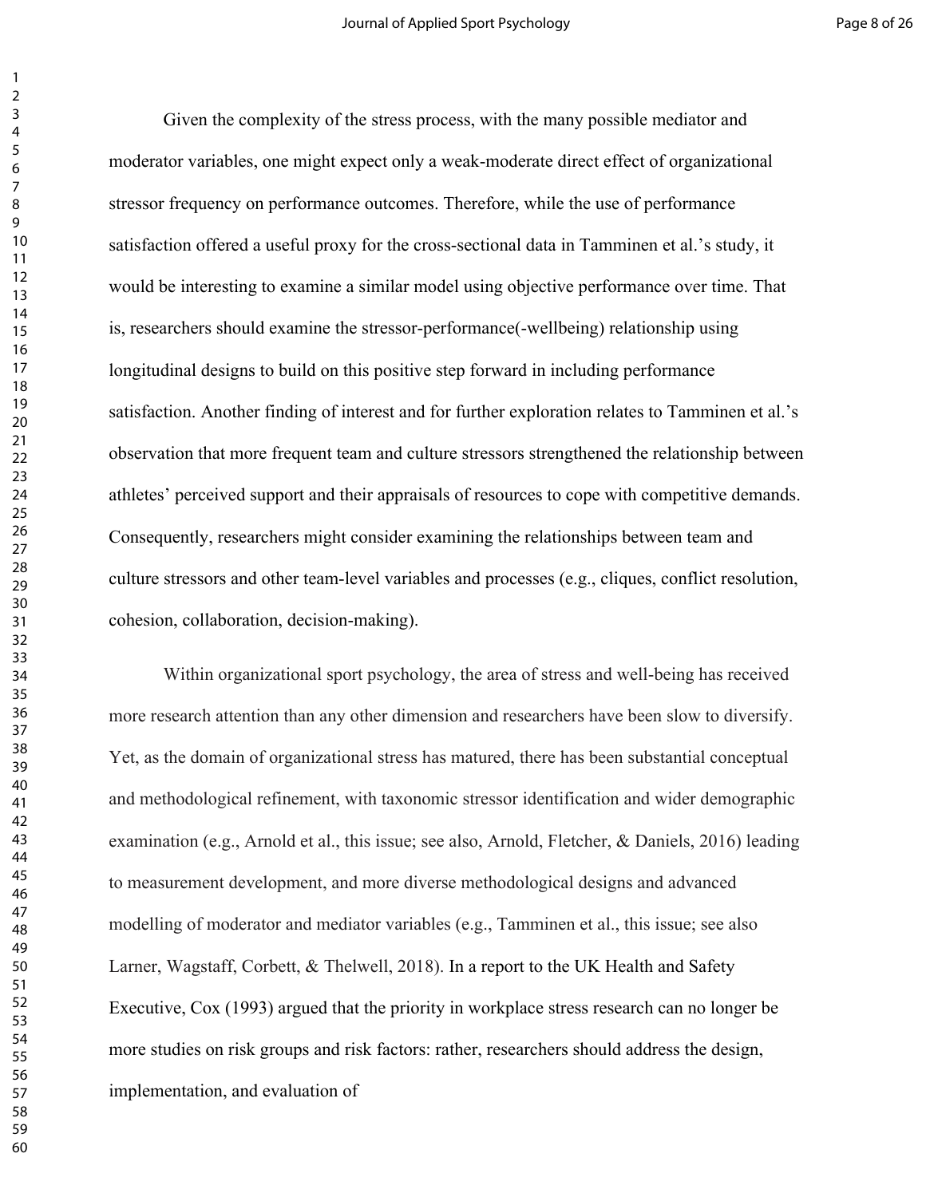Given the complexity of the stress process, with the many possible mediator and moderator variables, one might expect only a weak-moderate direct effect of organizational stressor frequency on performance outcomes. Therefore, while the use of performance satisfaction offered a useful proxy for the cross-sectional data in Tamminen et al.'s study, it would be interesting to examine a similar model using objective performance over time. That is, researchers should examine the stressor-performance(-wellbeing) relationship using longitudinal designs to build on this positive step forward in including performance satisfaction. Another finding of interest and for further exploration relates to Tamminen et al.'s observation that more frequent team and culture stressors strengthened the relationship between athletes' perceived support and their appraisals of resources to cope with competitive demands. Consequently, researchers might consider examining the relationships between team and culture stressors and other team-level variables and processes (e.g., cliques, conflict resolution, cohesion, collaboration, decision-making).

Within organizational sport psychology, the area of stress and well-being has received more research attention than any other dimension and researchers have been slow to diversify. Yet, as the domain of organizational stress has matured, there has been substantial conceptual and methodological refinement, with taxonomic stressor identification and wider demographic examination (e.g., Arnold et al., this issue; see also, Arnold, Fletcher, & Daniels, 2016) leading to measurement development, and more diverse methodological designs and advanced modelling of moderator and mediator variables (e.g., Tamminen et al., this issue; see also Larner, Wagstaff, Corbett, & Thelwell, 2018). In a report to the UK Health and Safety Executive, Cox (1993) argued that the priority in workplace stress research can no longer be more studies on risk groups and risk factors: rather, researchers should address the design, implementation, and evaluation of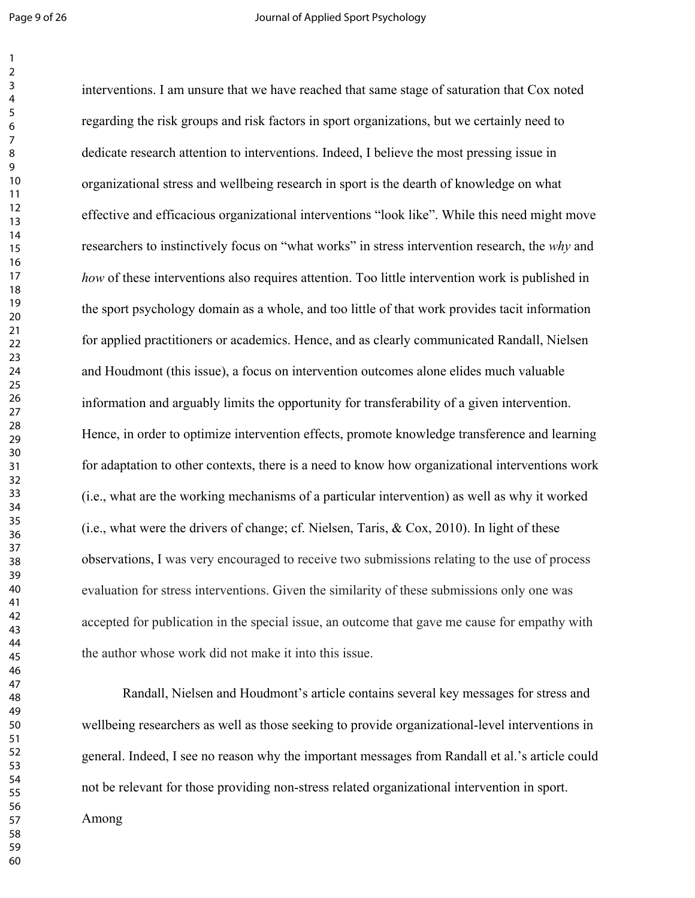interventions. I am unsure that we have reached that same stage of saturation that Cox noted regarding the risk groups and risk factors in sport organizations, but we certainly need to dedicate research attention to interventions. Indeed, I believe the most pressing issue in organizational stress and wellbeing research in sport is the dearth of knowledge on what effective and efficacious organizational interventions "look like". While this need might move researchers to instinctively focus on "what works" in stress intervention research, the *why* and *how* of these interventions also requires attention. Too little intervention work is published in the sport psychology domain as a whole, and too little of that work provides tacit information for applied practitioners or academics. Hence, and as clearly communicated Randall, Nielsen and Houdmont (this issue), a focus on intervention outcomes alone elides much valuable information and arguably limits the opportunity for transferability of a given intervention. Hence, in order to optimize intervention effects, promote knowledge transference and learning for adaptation to other contexts, there is a need to know how organizational interventions work (i.e., what are the working mechanisms of a particular intervention) as well as why it worked (i.e., what were the drivers of change; cf. Nielsen, Taris, & Cox, 2010). In light of these observations, I was very encouraged to receive two submissions relating to the use of process evaluation for stress interventions. Given the similarity of these submissions only one was accepted for publication in the special issue, an outcome that gave me cause for empathy with the author whose work did not make it into this issue.

Randall, Nielsen and Houdmont's article contains several key messages for stress and wellbeing researchers as well as those seeking to provide organizational-level interventions in general. Indeed, I see no reason why the important messages from Randall et al.'s article could not be relevant for those providing non-stress related organizational intervention in sport. Among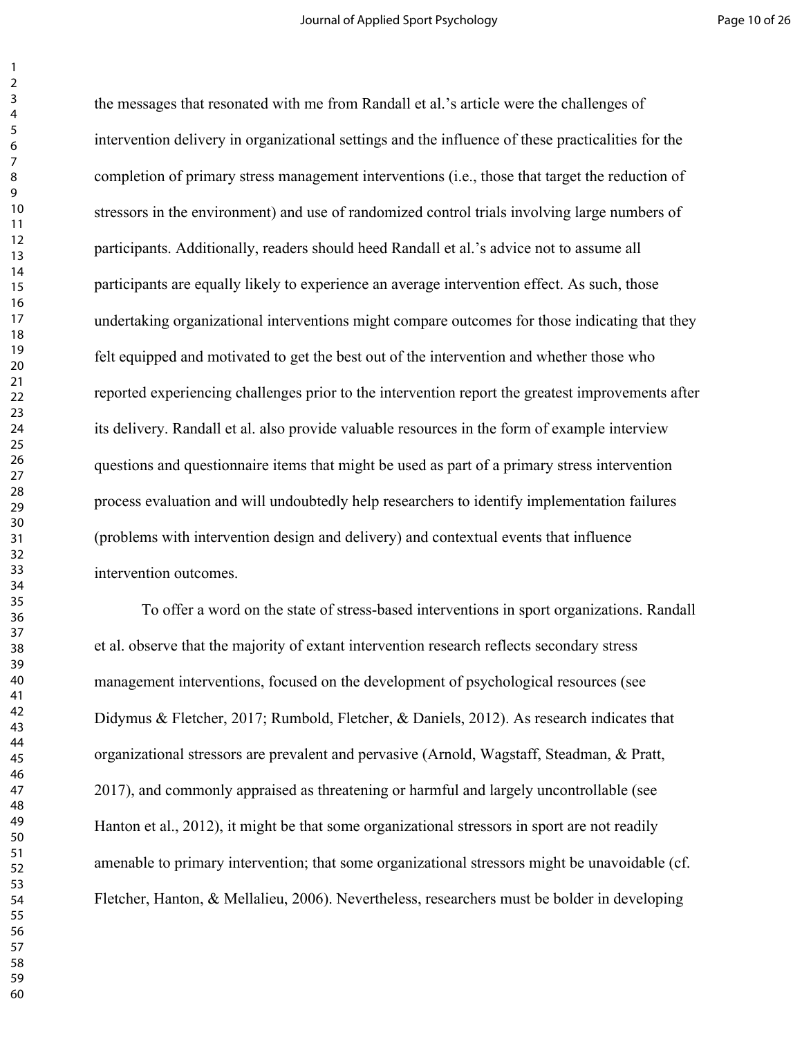the messages that resonated with me from Randall et al.'s article were the challenges of intervention delivery in organizational settings and the influence of these practicalities for the completion of primary stress management interventions (i.e., those that target the reduction of stressors in the environment) and use of randomized control trials involving large numbers of participants. Additionally, readers should heed Randall et al.'s advice not to assume all participants are equally likely to experience an average intervention effect. As such, those undertaking organizational interventions might compare outcomes for those indicating that they felt equipped and motivated to get the best out of the intervention and whether those who reported experiencing challenges prior to the intervention report the greatest improvements after its delivery. Randall et al. also provide valuable resources in the form of example interview questions and questionnaire items that might be used as part of a primary stress intervention process evaluation and will undoubtedly help researchers to identify implementation failures (problems with intervention design and delivery) and contextual events that influence intervention outcomes.

To offer a word on the state of stress-based interventions in sport organizations. Randall et al. observe that the majority of extant intervention research reflects secondary stress management interventions, focused on the development of psychological resources (see Didymus & Fletcher, 2017; Rumbold, Fletcher, & Daniels, 2012). As research indicates that organizational stressors are prevalent and pervasive (Arnold, Wagstaff, Steadman, & Pratt, 2017), and commonly appraised as threatening or harmful and largely uncontrollable (see Hanton et al., 2012), it might be that some organizational stressors in sport are not readily amenable to primary intervention; that some organizational stressors might be unavoidable (cf. Fletcher, Hanton, & Mellalieu, 2006). Nevertheless, researchers must be bolder in developing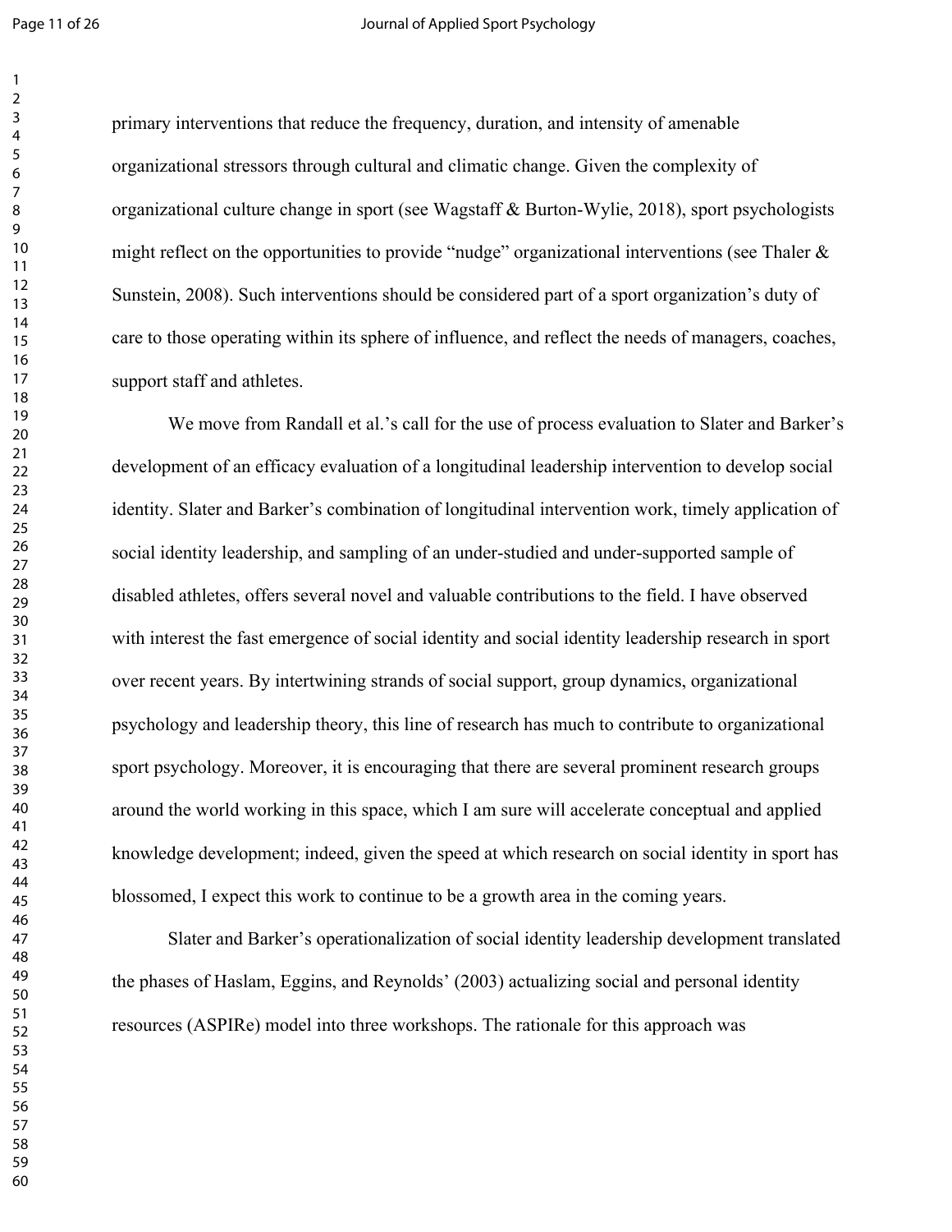primary interventions that reduce the frequency, duration, and intensity of amenable organizational stressors through cultural and climatic change. Given the complexity of organizational culture change in sport (see Wagstaff & Burton-Wylie, 2018), sport psychologists might reflect on the opportunities to provide "nudge" organizational interventions (see Thaler & Sunstein, 2008). Such interventions should be considered part of a sport organization's duty of care to those operating within its sphere of influence, and reflect the needs of managers, coaches, support staff and athletes.

We move from Randall et al.'s call for the use of process evaluation to Slater and Barker's development of an efficacy evaluation of a longitudinal leadership intervention to develop social identity. Slater and Barker's combination of longitudinal intervention work, timely application of social identity leadership, and sampling of an under-studied and under-supported sample of disabled athletes, offers several novel and valuable contributions to the field. I have observed with interest the fast emergence of social identity and social identity leadership research in sport over recent years. By intertwining strands of social support, group dynamics, organizational psychology and leadership theory, this line of research has much to contribute to organizational sport psychology. Moreover, it is encouraging that there are several prominent research groups around the world working in this space, which I am sure will accelerate conceptual and applied knowledge development; indeed, given the speed at which research on social identity in sport has blossomed, I expect this work to continue to be a growth area in the coming years.

Slater and Barker's operationalization of social identity leadership development translated the phases of Haslam, Eggins, and Reynolds' (2003) actualizing social and personal identity resources (ASPIRe) model into three workshops. The rationale for this approach was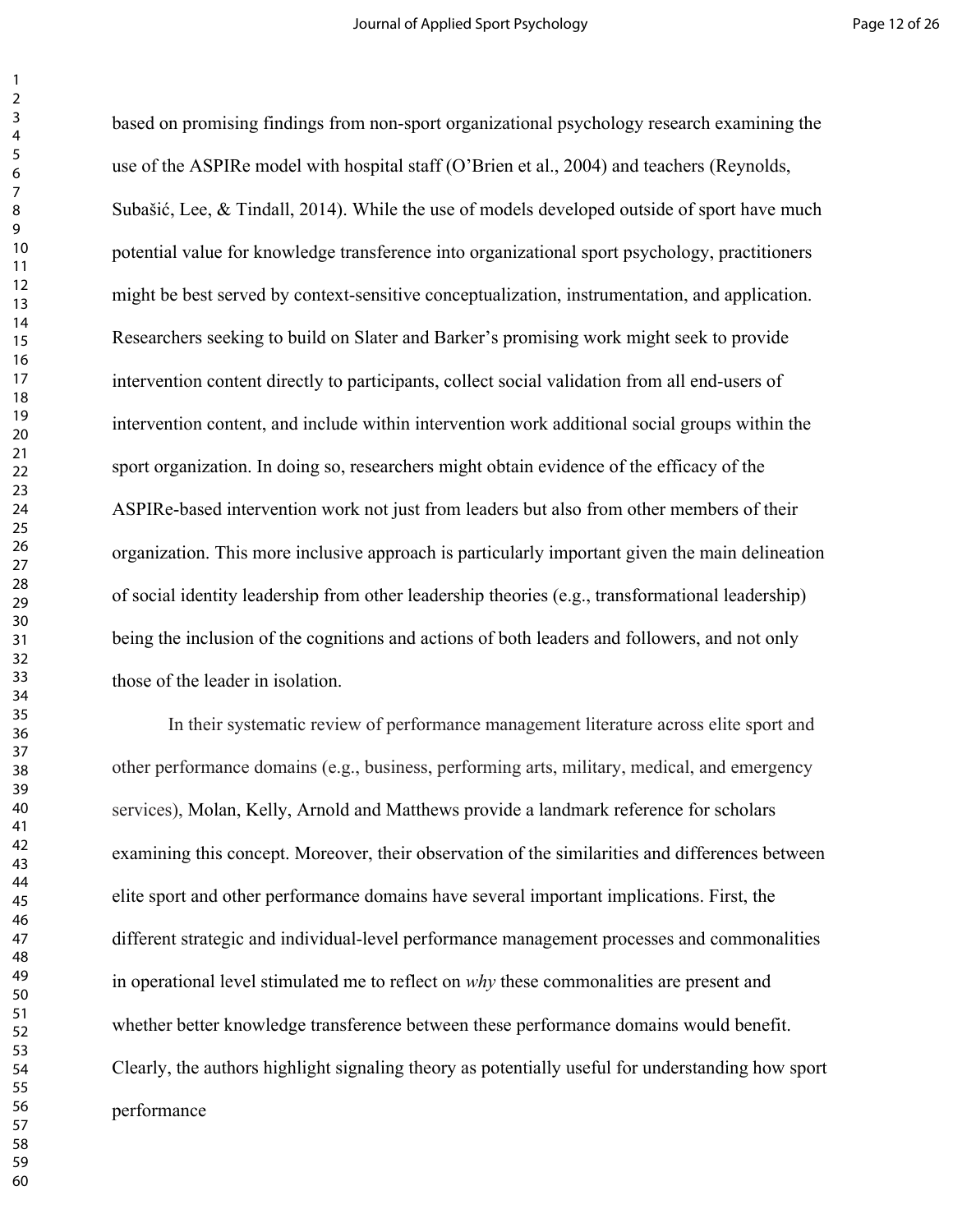based on promising findings from non-sport organizational psychology research examining the use of the ASPIRe model with hospital staff (O'Brien et al., 2004) and teachers (Reynolds, Subašić, Lee, & Tindall, 2014). While the use of models developed outside of sport have much potential value for knowledge transference into organizational sport psychology, practitioners might be best served by context-sensitive conceptualization, instrumentation, and application. Researchers seeking to build on Slater and Barker's promising work might seek to provide intervention content directly to participants, collect social validation from all end-users of intervention content, and include within intervention work additional social groups within the sport organization. In doing so, researchers might obtain evidence of the efficacy of the ASPIRe-based intervention work not just from leaders but also from other members of their organization. This more inclusive approach is particularly important given the main delineation of social identity leadership from other leadership theories (e.g., transformational leadership) being the inclusion of the cognitions and actions of both leaders and followers, and not only those of the leader in isolation.

In their systematic review of performance management literature across elite sport and other performance domains (e.g., business, performing arts, military, medical, and emergency services), Molan, Kelly, Arnold and Matthews provide a landmark reference for scholars examining this concept. Moreover, their observation of the similarities and differences between elite sport and other performance domains have several important implications. First, the different strategic and individual-level performance management processes and commonalities in operational level stimulated me to reflect on *why* these commonalities are present and whether better knowledge transference between these performance domains would benefit. Clearly, the authors highlight signaling theory as potentially useful for understanding how sport performance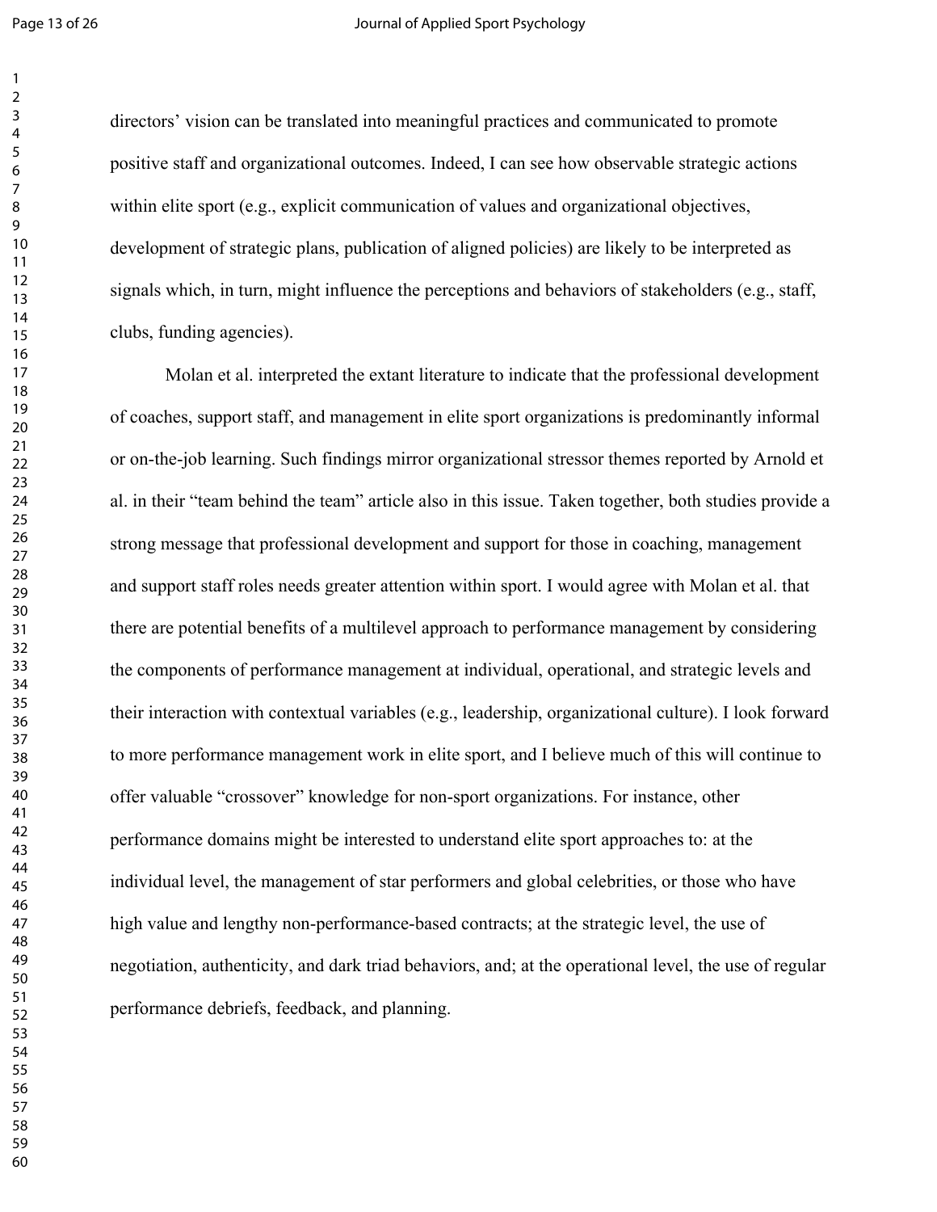directors' vision can be translated into meaningful practices and communicated to promote positive staff and organizational outcomes. Indeed, I can see how observable strategic actions within elite sport (e.g., explicit communication of values and organizational objectives, development of strategic plans, publication of aligned policies) are likely to be interpreted as signals which, in turn, might influence the perceptions and behaviors of stakeholders (e.g., staff, clubs, funding agencies).

Molan et al. interpreted the extant literature to indicate that the professional development of coaches, support staff, and management in elite sport organizations is predominantly informal or on-the-job learning. Such findings mirror organizational stressor themes reported by Arnold et al. in their "team behind the team" article also in this issue. Taken together, both studies provide a strong message that professional development and support for those in coaching, management and support staff roles needs greater attention within sport. I would agree with Molan et al. that there are potential benefits of a multilevel approach to performance management by considering the components of performance management at individual, operational, and strategic levels and their interaction with contextual variables (e.g., leadership, organizational culture). I look forward to more performance management work in elite sport, and I believe much of this will continue to offer valuable "crossover" knowledge for non-sport organizations. For instance, other performance domains might be interested to understand elite sport approaches to: at the individual level, the management of star performers and global celebrities, or those who have high value and lengthy non-performance-based contracts; at the strategic level, the use of negotiation, authenticity, and dark triad behaviors, and; at the operational level, the use of regular performance debriefs, feedback, and planning.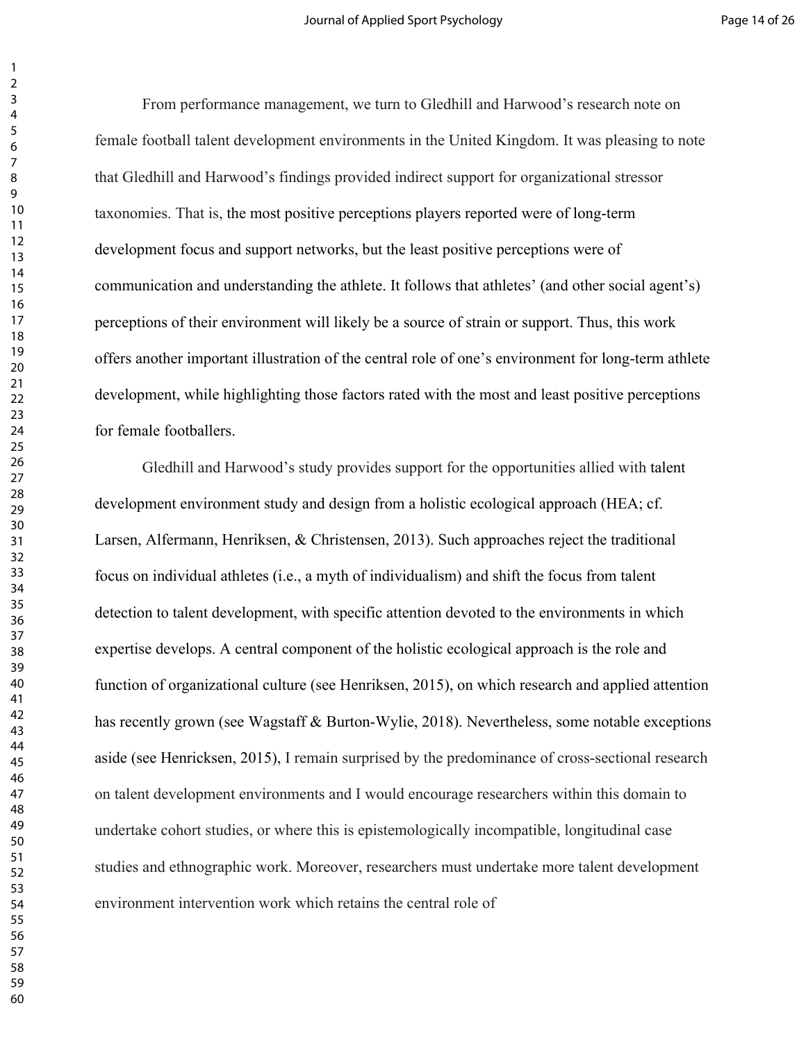From performance management, we turn to Gledhill and Harwood's research note on female football talent development environments in the United Kingdom. It was pleasing to note that Gledhill and Harwood's findings provided indirect support for organizational stressor taxonomies. That is, the most positive perceptions players reported were of long-term development focus and support networks, but the least positive perceptions were of communication and understanding the athlete. It follows that athletes' (and other social agent's) perceptions of their environment will likely be a source of strain or support. Thus, this work offers another important illustration of the central role of one's environment for long-term athlete development, while highlighting those factors rated with the most and least positive perceptions for female footballers.

Gledhill and Harwood's study provides support for the opportunities allied with talent development environment study and design from a holistic ecological approach (HEA; cf. Larsen, Alfermann, Henriksen, & Christensen, 2013). Such approaches reject the traditional focus on individual athletes (i.e., a myth of individualism) and shift the focus from talent detection to talent development, with specific attention devoted to the environments in which expertise develops. A central component of the holistic ecological approach is the role and function of organizational culture (see Henriksen, 2015), on which research and applied attention has recently grown (see Wagstaff & Burton-Wylie, 2018). Nevertheless, some notable exceptions aside (see Henricksen, 2015), I remain surprised by the predominance of cross-sectional research on talent development environments and I would encourage researchers within this domain to undertake cohort studies, or where this is epistemologically incompatible, longitudinal case studies and ethnographic work. Moreover, researchers must undertake more talent development environment intervention work which retains the central role of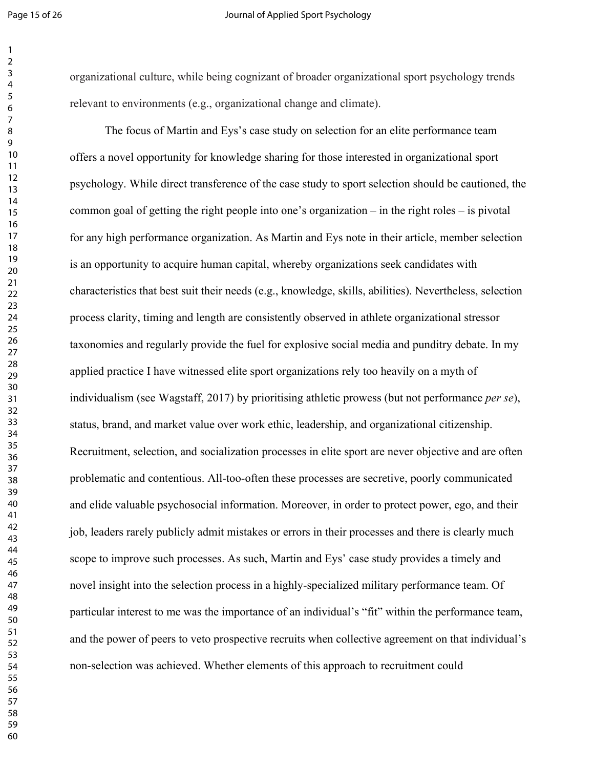organizational culture, while being cognizant of broader organizational sport psychology trends relevant to environments (e.g., organizational change and climate).

The focus of Martin and Eys's case study on selection for an elite performance team offers a novel opportunity for knowledge sharing for those interested in organizational sport psychology. While direct transference of the case study to sport selection should be cautioned, the common goal of getting the right people into one's organization – in the right roles – is pivotal for any high performance organization. As Martin and Eys note in their article, member selection is an opportunity to acquire human capital, whereby organizations seek candidates with characteristics that best suit their needs (e.g., knowledge, skills, abilities). Nevertheless, selection process clarity, timing and length are consistently observed in athlete organizational stressor taxonomies and regularly provide the fuel for explosive social media and punditry debate. In my applied practice I have witnessed elite sport organizations rely too heavily on a myth of individualism (see Wagstaff, 2017) by prioritising athletic prowess (but not performance *per se*), status, brand, and market value over work ethic, leadership, and organizational citizenship. Recruitment, selection, and socialization processes in elite sport are never objective and are often problematic and contentious. All-too-often these processes are secretive, poorly communicated and elide valuable psychosocial information. Moreover, in order to protect power, ego, and their job, leaders rarely publicly admit mistakes or errors in their processes and there is clearly much scope to improve such processes. As such, Martin and Eys' case study provides a timely and novel insight into the selection process in a highly-specialized military performance team. Of particular interest to me was the importance of an individual's "fit" within the performance team, and the power of peers to veto prospective recruits when collective agreement on that individual's non-selection was achieved. Whether elements of this approach to recruitment could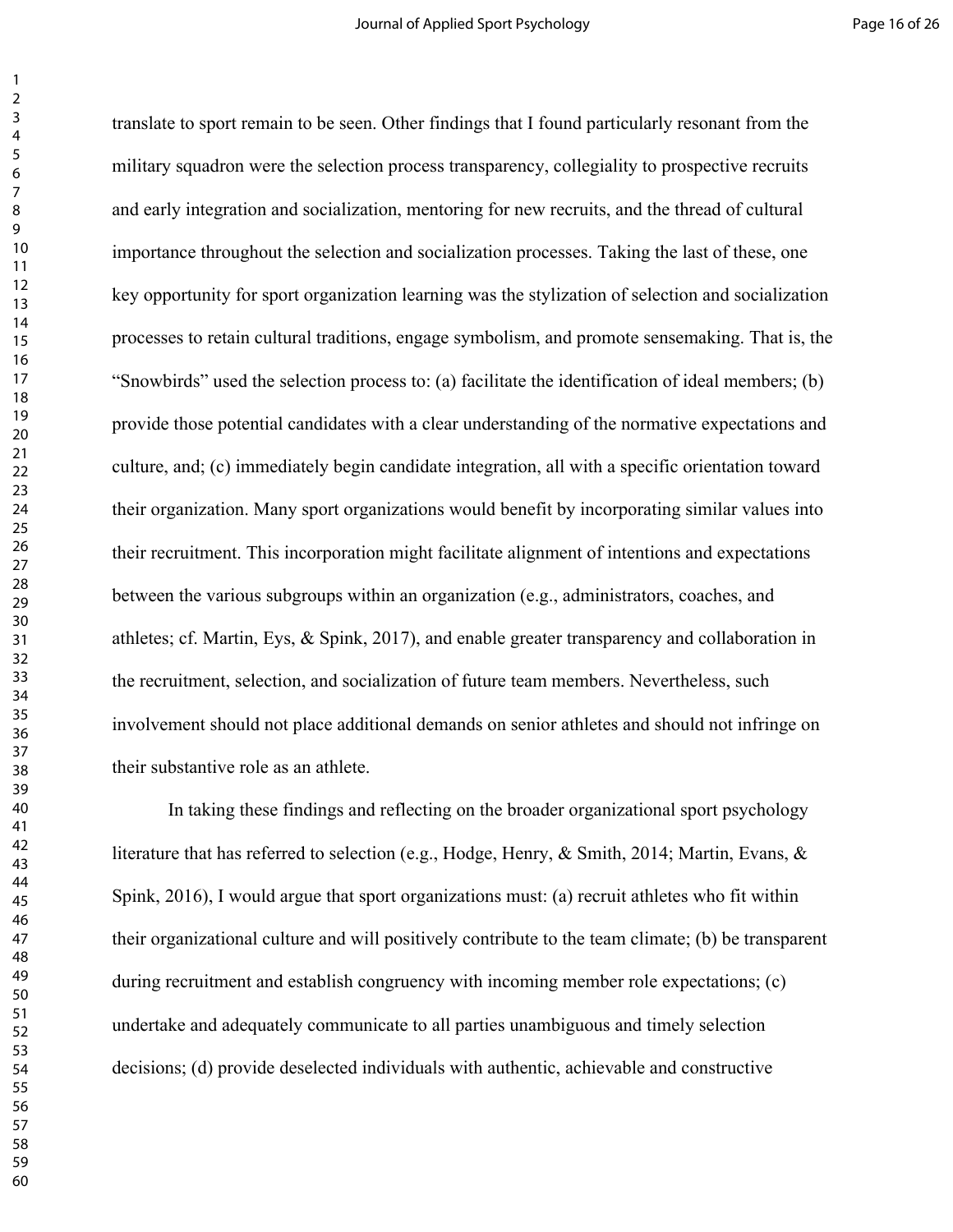translate to sport remain to be seen. Other findings that I found particularly resonant from the military squadron were the selection process transparency, collegiality to prospective recruits and early integration and socialization, mentoring for new recruits, and the thread of cultural importance throughout the selection and socialization processes. Taking the last of these, one key opportunity for sport organization learning was the stylization of selection and socialization processes to retain cultural traditions, engage symbolism, and promote sensemaking. That is, the "Snowbirds" used the selection process to: (a) facilitate the identification of ideal members; (b) provide those potential candidates with a clear understanding of the normative expectations and culture, and; (c) immediately begin candidate integration, all with a specific orientation toward their organization. Many sport organizations would benefit by incorporating similar values into their recruitment. This incorporation might facilitate alignment of intentions and expectations between the various subgroups within an organization (e.g., administrators, coaches, and athletes; cf. Martin, Eys, & Spink, 2017), and enable greater transparency and collaboration in the recruitment, selection, and socialization of future team members. Nevertheless, such involvement should not place additional demands on senior athletes and should not infringe on their substantive role as an athlete.

In taking these findings and reflecting on the broader organizational sport psychology literature that has referred to selection (e.g., Hodge, Henry, & Smith, 2014; Martin, Evans, & Spink, 2016), I would argue that sport organizations must: (a) recruit athletes who fit within their organizational culture and will positively contribute to the team climate; (b) be transparent during recruitment and establish congruency with incoming member role expectations; (c) undertake and adequately communicate to all parties unambiguous and timely selection decisions; (d) provide deselected individuals with authentic, achievable and constructive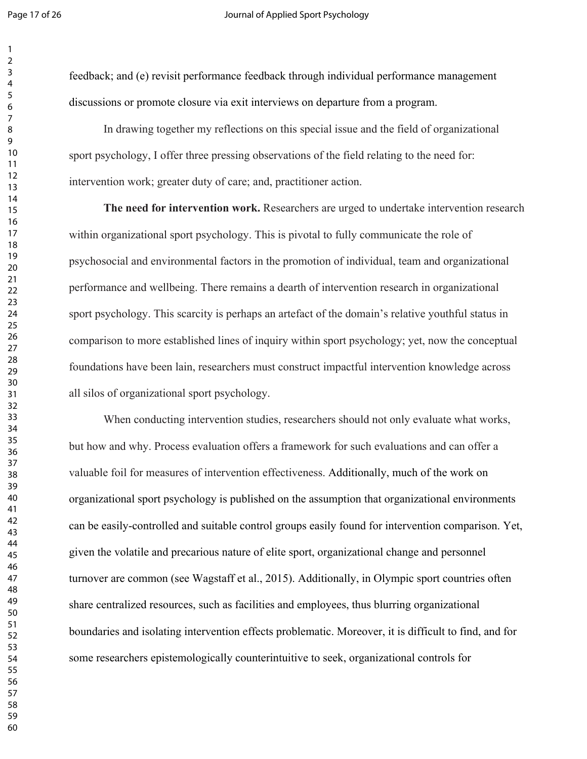feedback; and (e) revisit performance feedback through individual performance management discussions or promote closure via exit interviews on departure from a program.

In drawing together my reflections on this special issue and the field of organizational sport psychology, I offer three pressing observations of the field relating to the need for: intervention work; greater duty of care; and, practitioner action.

**The need for intervention work.** Researchers are urged to undertake intervention research within organizational sport psychology. This is pivotal to fully communicate the role of psychosocial and environmental factors in the promotion of individual, team and organizational performance and wellbeing. There remains a dearth of intervention research in organizational sport psychology. This scarcity is perhaps an artefact of the domain's relative youthful status in comparison to more established lines of inquiry within sport psychology; yet, now the conceptual foundations have been lain, researchers must construct impactful intervention knowledge across all silos of organizational sport psychology.

When conducting intervention studies, researchers should not only evaluate what works, but how and why. Process evaluation offers a framework for such evaluations and can offer a valuable foil for measures of intervention effectiveness. Additionally, much of the work on organizational sport psychology is published on the assumption that organizational environments can be easily-controlled and suitable control groups easily found for intervention comparison. Yet, given the volatile and precarious nature of elite sport, organizational change and personnel turnover are common (see Wagstaff et al., 2015). Additionally, in Olympic sport countries often share centralized resources, such as facilities and employees, thus blurring organizational boundaries and isolating intervention effects problematic. Moreover, it is difficult to find, and for some researchers epistemologically counterintuitive to seek, organizational controls for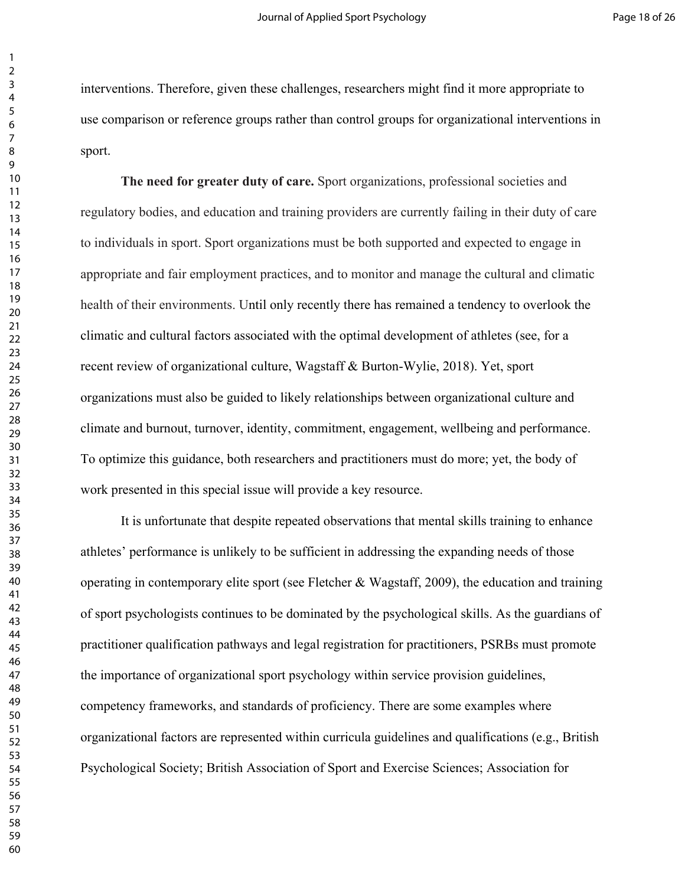interventions. Therefore, given these challenges, researchers might find it more appropriate to use comparison or reference groups rather than control groups for organizational interventions in sport.

**The need for greater duty of care.** Sport organizations, professional societies and regulatory bodies, and education and training providers are currently failing in their duty of care to individuals in sport. Sport organizations must be both supported and expected to engage in appropriate and fair employment practices, and to monitor and manage the cultural and climatic health of their environments. Until only recently there has remained a tendency to overlook the climatic and cultural factors associated with the optimal development of athletes (see, for a recent review of organizational culture, Wagstaff & Burton-Wylie, 2018). Yet, sport organizations must also be guided to likely relationships between organizational culture and climate and burnout, turnover, identity, commitment, engagement, wellbeing and performance. To optimize this guidance, both researchers and practitioners must do more; yet, the body of work presented in this special issue will provide a key resource.

It is unfortunate that despite repeated observations that mental skills training to enhance athletes' performance is unlikely to be sufficient in addressing the expanding needs of those operating in contemporary elite sport (see Fletcher & Wagstaff, 2009), the education and training of sport psychologists continues to be dominated by the psychological skills. As the guardians of practitioner qualification pathways and legal registration for practitioners, PSRBs must promote the importance of organizational sport psychology within service provision guidelines, competency frameworks, and standards of proficiency. There are some examples where organizational factors are represented within curricula guidelines and qualifications (e.g., British Psychological Society; British Association of Sport and Exercise Sciences; Association for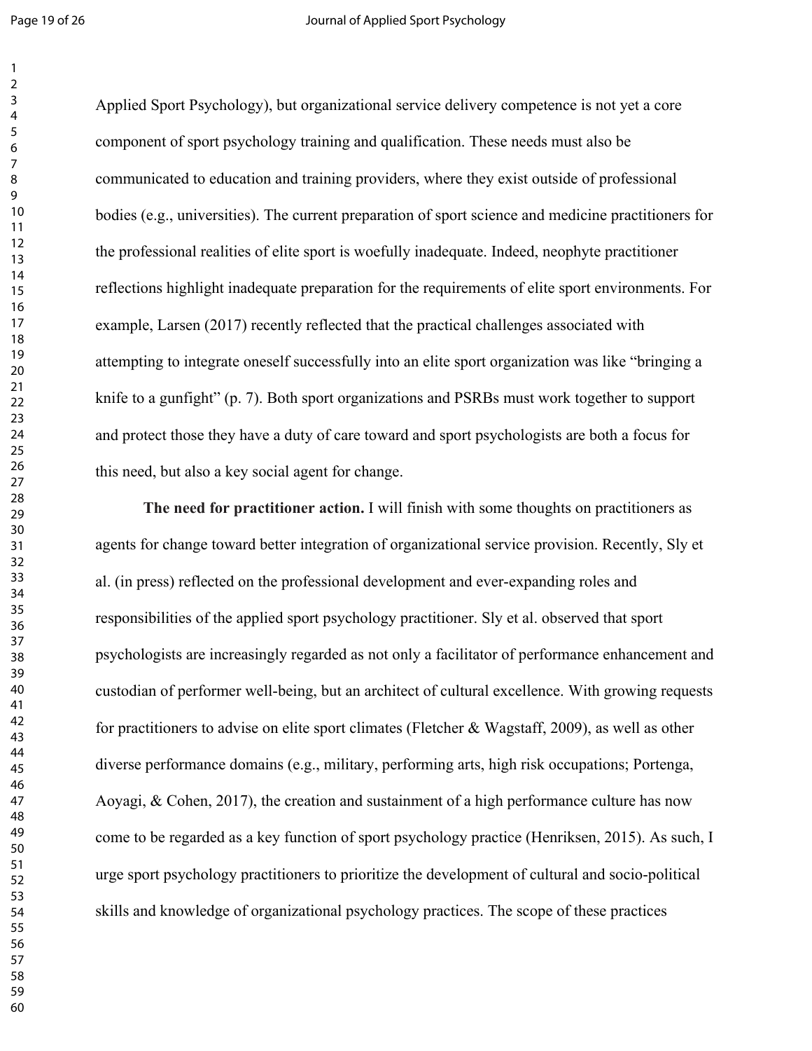Applied Sport Psychology), but organizational service delivery competence is not yet a core component of sport psychology training and qualification. These needs must also be communicated to education and training providers, where they exist outside of professional bodies (e.g., universities). The current preparation of sport science and medicine practitioners for the professional realities of elite sport is woefully inadequate. Indeed, neophyte practitioner reflections highlight inadequate preparation for the requirements of elite sport environments. For example, Larsen (2017) recently reflected that the practical challenges associated with attempting to integrate oneself successfully into an elite sport organization was like "bringing a knife to a gunfight" (p. 7). Both sport organizations and PSRBs must work together to support and protect those they have a duty of care toward and sport psychologists are both a focus for this need, but also a key social agent for change.

**The need for practitioner action.** I will finish with some thoughts on practitioners as agents for change toward better integration of organizational service provision. Recently, Sly et al. (in press) reflected on the professional development and ever-expanding roles and responsibilities of the applied sport psychology practitioner. Sly et al. observed that sport psychologists are increasingly regarded as not only a facilitator of performance enhancement and custodian of performer well-being, but an architect of cultural excellence. With growing requests for practitioners to advise on elite sport climates (Fletcher & Wagstaff, 2009), as well as other diverse performance domains (e.g., military, performing arts, high risk occupations; Portenga, Aoyagi, & Cohen, 2017), the creation and sustainment of a high performance culture has now come to be regarded as a key function of sport psychology practice (Henriksen, 2015). As such, I urge sport psychology practitioners to prioritize the development of cultural and socio-political skills and knowledge of organizational psychology practices. The scope of these practices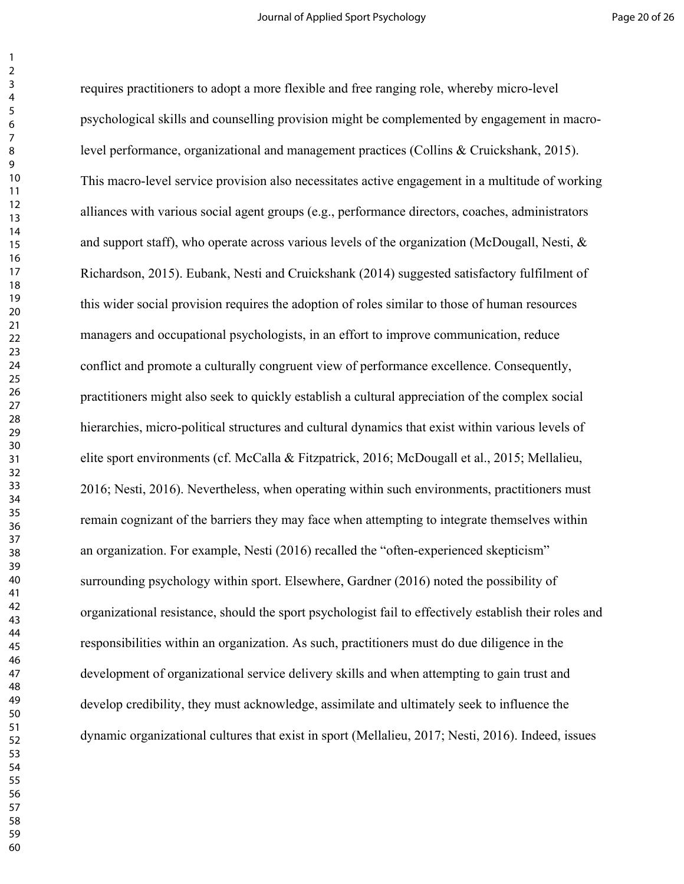requires practitioners to adopt a more flexible and free ranging role, whereby micro-level psychological skills and counselling provision might be complemented by engagement in macro-level performance, organizational and management practices (Collins & Cruickshank, 2015). This macro-level service provision also necessitates active engagement in a multitude of working alliances with various social agent groups (e.g., performance directors, coaches, administrators and support staff), who operate across various levels of the organization (McDougall, Nesti, & Richardson, 2015). Eubank, Nesti and Cruickshank (2014) suggested satisfactory fulfilment of this wider social provision requires the adoption of roles similar to those of human resources managers and occupational psychologists, in an effort to improve communication, reduce conflict and promote a culturally congruent view of performance excellence. Consequently, practitioners might also seek to quickly establish a cultural appreciation of the complex social hierarchies, micro-political structures and cultural dynamics that exist within various levels of elite sport environments (cf. McCalla & Fitzpatrick, 2016; McDougall et al., 2015; Mellalieu, 2016; Nesti, 2016). Nevertheless, when operating within such environments, practitioners must remain cognizant of the barriers they may face when attempting to integrate themselves within an organization. For example, Nesti (2016) recalled the "often-experienced skepticism" surrounding psychology within sport. Elsewhere, Gardner (2016) noted the possibility of organizational resistance, should the sport psychologist fail to effectively establish their roles and responsibilities within an organization. As such, practitioners must do due diligence in the development of organizational service delivery skills and when attempting to gain trust and develop credibility, they must acknowledge, assimilate and ultimately seek to influence the dynamic organizational cultures that exist in sport (Mellalieu, 2017; Nesti, 2016). Indeed, issues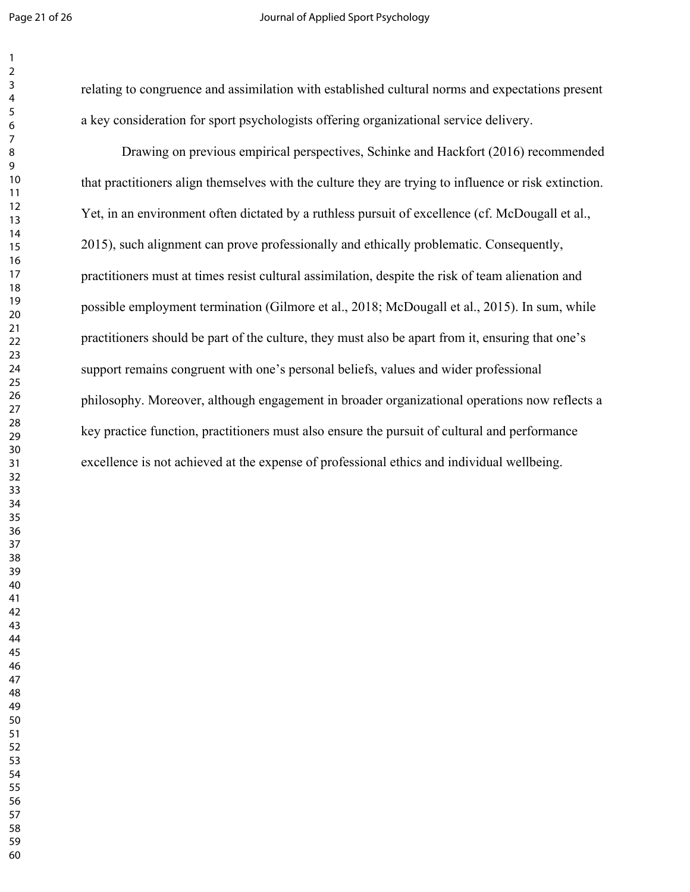relating to congruence and assimilation with established cultural norms and expectations present a key consideration for sport psychologists offering organizational service delivery.

Drawing on previous empirical perspectives, Schinke and Hackfort (2016) recommended that practitioners align themselves with the culture they are trying to influence or risk extinction. Yet, in an environment often dictated by a ruthless pursuit of excellence (cf. McDougall et al., 2015), such alignment can prove professionally and ethically problematic. Consequently, practitioners must at times resist cultural assimilation, despite the risk of team alienation and possible employment termination (Gilmore et al., 2018; McDougall et al., 2015). In sum, while practitioners should be part of the culture, they must also be apart from it, ensuring that one's support remains congruent with one's personal beliefs, values and wider professional philosophy. Moreover, although engagement in broader organizational operations now reflects a key practice function, practitioners must also ensure the pursuit of cultural and performance excellence is not achieved at the expense of professional ethics and individual wellbeing.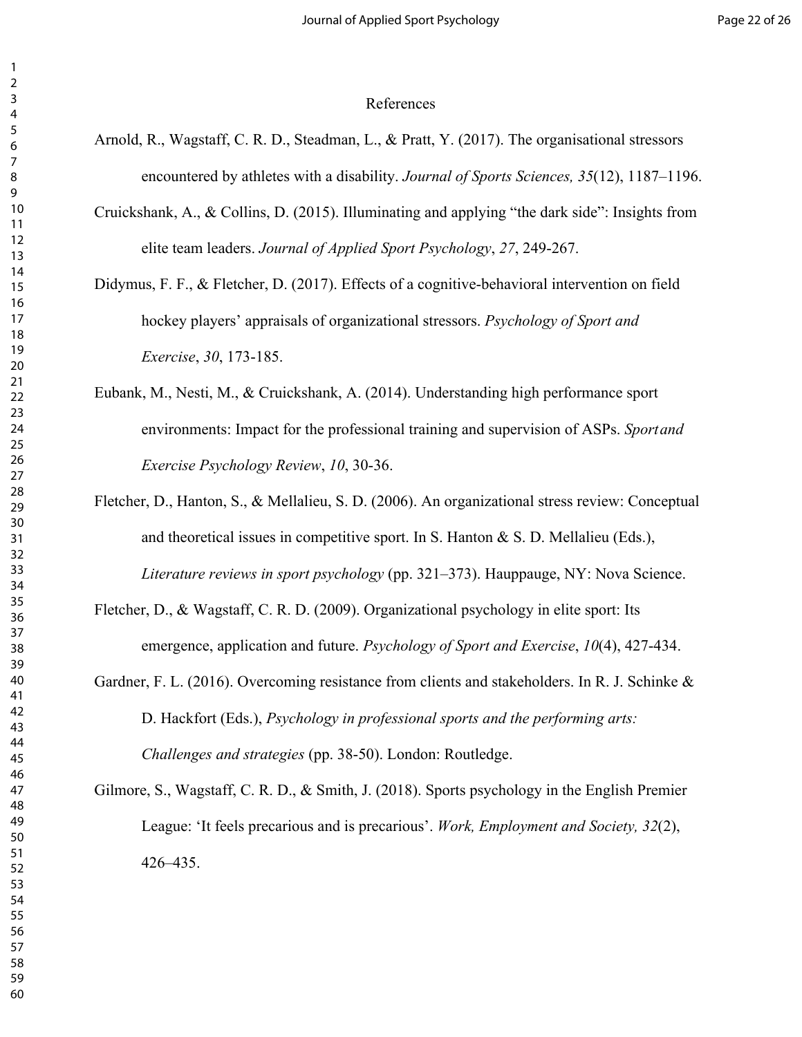# References

Arnold, R., Wagstaff, C. R. D., Steadman, L., & Pratt, Y. (2017). The organisational stressors encountered by athletes with a disability. *Journal of Sports Sciences, 35*(12), 1187–1196.

Cruickshank, A., & Collins, D. (2015). Illuminating and applying "the dark side": Insights from elite team leaders. *Journal of Applied Sport Psychology*, *27*, 249-267.

Didymus, F. F., & Fletcher, D. (2017). Effects of a cognitive-behavioral intervention on field hockey players' appraisals of organizational stressors. *Psychology of Sport and Exercise*, *30*, 173-185.

Eubank, M., Nesti, M., & Cruickshank, A. (2014). Understanding high performance sport environments: Impact for the professional training and supervision of ASPs. *Sport and Exercise Psychology Review*, *10*, 30-36.

Fletcher, D., Hanton, S., & Mellalieu, S. D. (2006). An organizational stress review: Conceptual and theoretical issues in competitive sport. In S. Hanton & S. D. Mellalieu (Eds.), *Literature reviews in sport psychology* (pp. 321–373). Hauppauge, NY: Nova Science.

Fletcher, D., & Wagstaff, C. R. D. (2009). Organizational psychology in elite sport: Its emergence, application and future. *Psychology of Sport and Exercise*, *10*(4), 427-434.

Gardner, F. L. (2016). Overcoming resistance from clients and stakeholders. In R. J. Schinke & D. Hackfort (Eds.), *Psychology in professional sports and the performing arts: Challenges and strategies* (pp. 38-50). London: Routledge.

Gilmore, S., Wagstaff, C. R. D., & Smith, J. (2018). Sports psychology in the English Premier League: 'It feels precarious and is precarious'. *Work, Employment and Society, 32*(2), 426–435.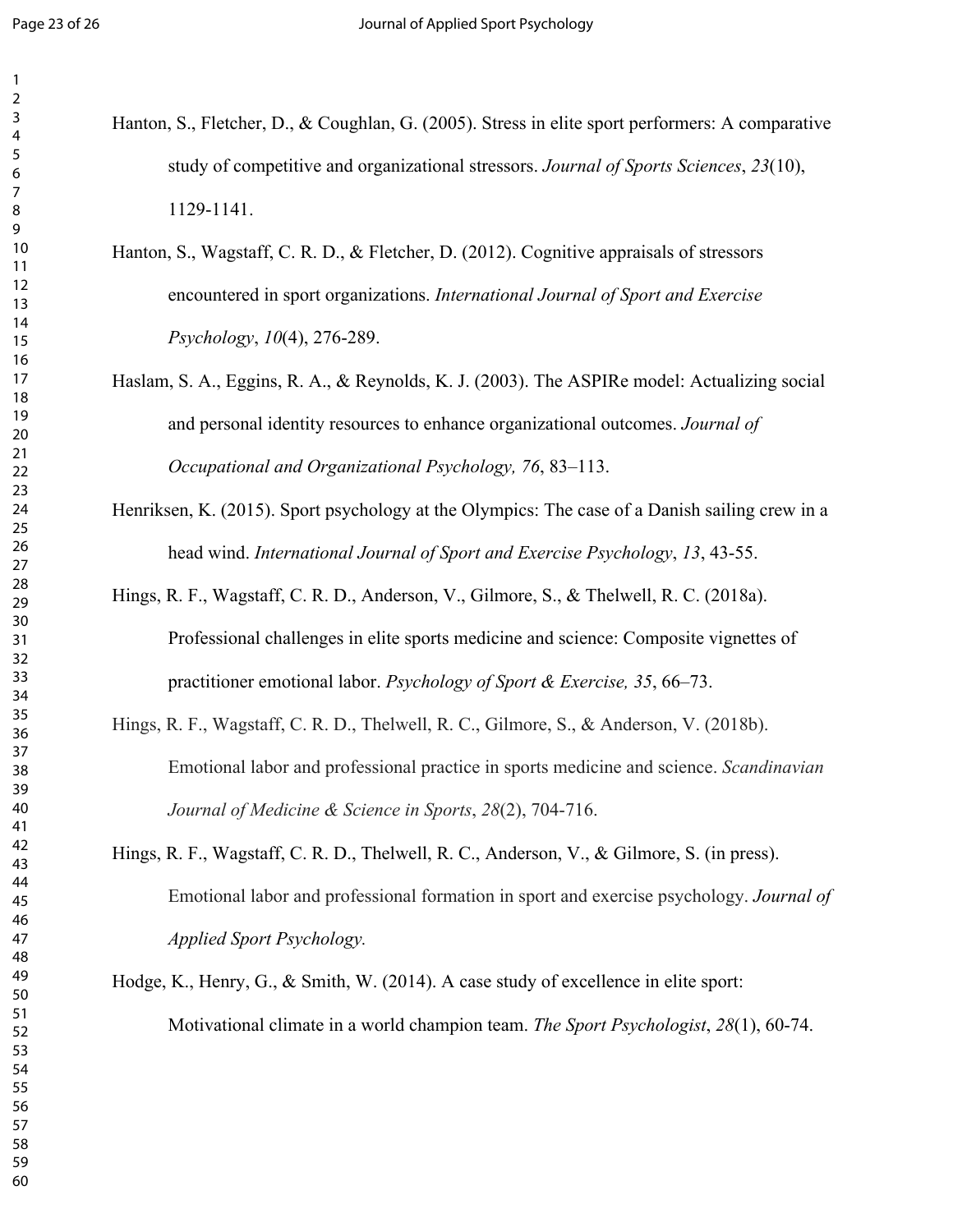Hanton, S., Fletcher, D., & Coughlan, G. (2005). Stress in elite sport performers: A comparative study of competitive and organizational stressors. *Journal of Sports Sciences*, *23*(10), 1129-1141.

Hanton, S., Wagstaff, C. R. D., & Fletcher, D. (2012). Cognitive appraisals of stressors encountered in sport organizations. *International Journal of Sport and Exercise Psychology*, *10*(4), 276-289.

Haslam, S. A., Eggins, R. A., & Reynolds, K. J. (2003). The ASPIRe model: Actualizing social and personal identity resources to enhance organizational outcomes. *Journal of Occupational and Organizational Psychology, 76*, 83–113.

Henriksen, K. (2015). Sport psychology at the Olympics: The case of a Danish sailing crew in a head wind. *International Journal of Sport and Exercise Psychology*, *13*, 43-55.

Hings, R. F., Wagstaff, C. R. D., Anderson, V., Gilmore, S., & Thelwell, R. C. (2018a). Professional challenges in elite sports medicine and science: Composite vignettes of practitioner emotional labor. *Psychology of Sport & Exercise, 35*, 66–73.

Hings, R. F., Wagstaff, C. R. D., Thelwell, R. C., Gilmore, S., & Anderson, V. (2018b). Emotional labor and professional practice in sports medicine and science. *Scandinavian Journal of Medicine & Science in Sports*, *28*(2), 704-716.

Hings, R. F., Wagstaff, C. R. D., Thelwell, R. C., Anderson, V., & Gilmore, S. (in press). Emotional labor and professional formation in sport and exercise psychology. *Journal of Applied Sport Psychology.*

Hodge, K., Henry, G., & Smith, W. (2014). A case study of excellence in elite sport: Motivational climate in a world champion team. *The Sport Psychologist*, *28*(1), 60-74.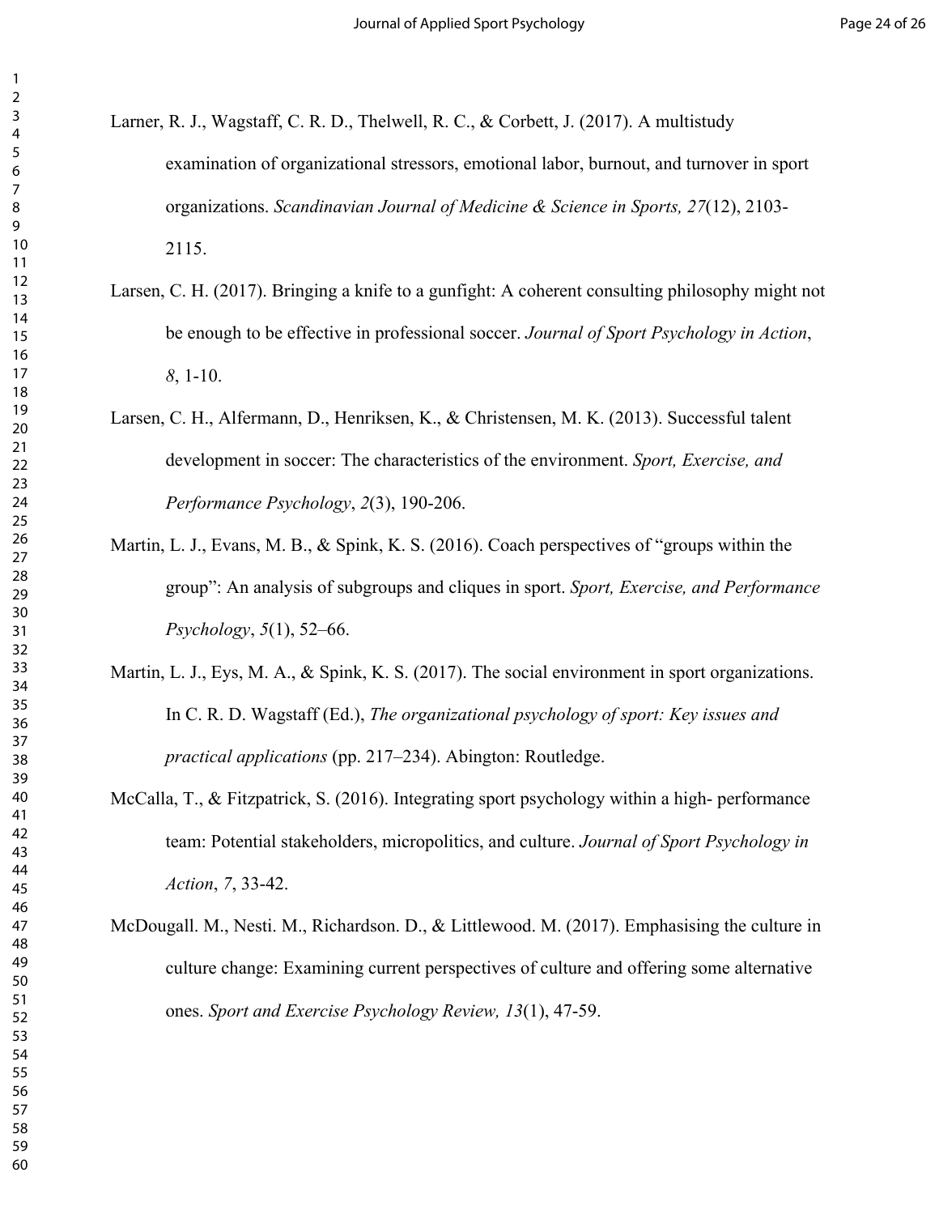Larner, R. J., Wagstaff, C. R. D., Thelwell, R. C., & Corbett, J. (2017). A multistudy examination of organizational stressors, emotional labor, burnout, and turnover in sport organizations. *Scandinavian Journal of Medicine & Science in Sports, 27*(12), 2103-2115.

Larsen, C. H. (2017). Bringing a knife to a gunfight: A coherent consulting philosophy might not be enough to be effective in professional soccer. *Journal of Sport Psychology in Action*, *8*, 1-10.

Larsen, C. H., Alfermann, D., Henriksen, K., & Christensen, M. K. (2013). Successful talent development in soccer: The characteristics of the environment. *Sport, Exercise, and Performance Psychology*, *2*(3), 190-206.

Martin, L. J., Evans, M. B., & Spink, K. S. (2016). Coach perspectives of "groups within the group": An analysis of subgroups and cliques in sport. *Sport, Exercise, and Performance Psychology*, *5*(1), 52–66.

Martin, L. J., Eys, M. A., & Spink, K. S. (2017). The social environment in sport organizations. In C. R. D. Wagstaff (Ed.), *The organizational psychology of sport: Key issues and practical applications* (pp. 217–234). Abington: Routledge.

McCalla, T., & Fitzpatrick, S. (2016). Integrating sport psychology within a high- performance team: Potential stakeholders, micropolitics, and culture. *Journal of Sport Psychology in Action*, *7*, 33-42.

McDougall. M., Nesti. M., Richardson. D., & Littlewood. M. (2017). Emphasising the culture in culture change: Examining current perspectives of culture and offering some alternative ones. *Sport and Exercise Psychology Review, 13*(1), 47-59.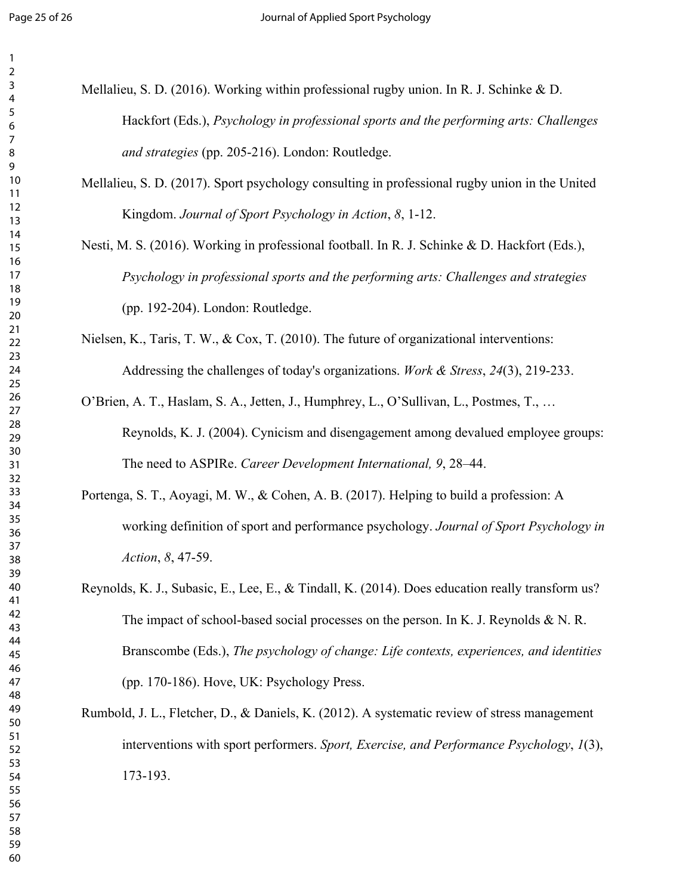Mellalieu, S. D. (2016). Working within professional rugby union. In R. J. Schinke & D. Hackfort (Eds.), *Psychology in professional sports and the performing arts: Challenges and strategies* (pp. 205-216). London: Routledge.

Mellalieu, S. D. (2017). Sport psychology consulting in professional rugby union in the United Kingdom. *Journal of Sport Psychology in Action*, *8*, 1-12.

Nesti, M. S. (2016). Working in professional football. In R. J. Schinke & D. Hackfort (Eds.), *Psychology in professional sports and the performing arts: Challenges and strategies* (pp. 192-204). London: Routledge.

Nielsen, K., Taris, T. W., & Cox, T. (2010). The future of organizational interventions: Addressing the challenges of today's organizations. *Work & Stress*, *24*(3), 219-233.

O'Brien, A. T., Haslam, S. A., Jetten, J., Humphrey, L., O'Sullivan, L., Postmes, T., … Reynolds, K. J. (2004). Cynicism and disengagement among devalued employee groups: The need to ASPIRe. *Career Development International, 9*, 28–44.

Portenga, S. T., Aoyagi, M. W., & Cohen, A. B. (2017). Helping to build a profession: A working definition of sport and performance psychology. *Journal of Sport Psychology in Action*, *8*, 47-59.

Reynolds, K. J., Subasic, E., Lee, E., & Tindall, K. (2014). Does education really transform us? The impact of school-based social processes on the person. In K. J. Reynolds & N. R. Branscombe (Eds.), *The psychology of change: Life contexts, experiences, and identities* (pp. 170-186). Hove, UK: Psychology Press.

Rumbold, J. L., Fletcher, D., & Daniels, K. (2012). A systematic review of stress management interventions with sport performers. *Sport, Exercise, and Performance Psychology*, *1*(3), 173-193.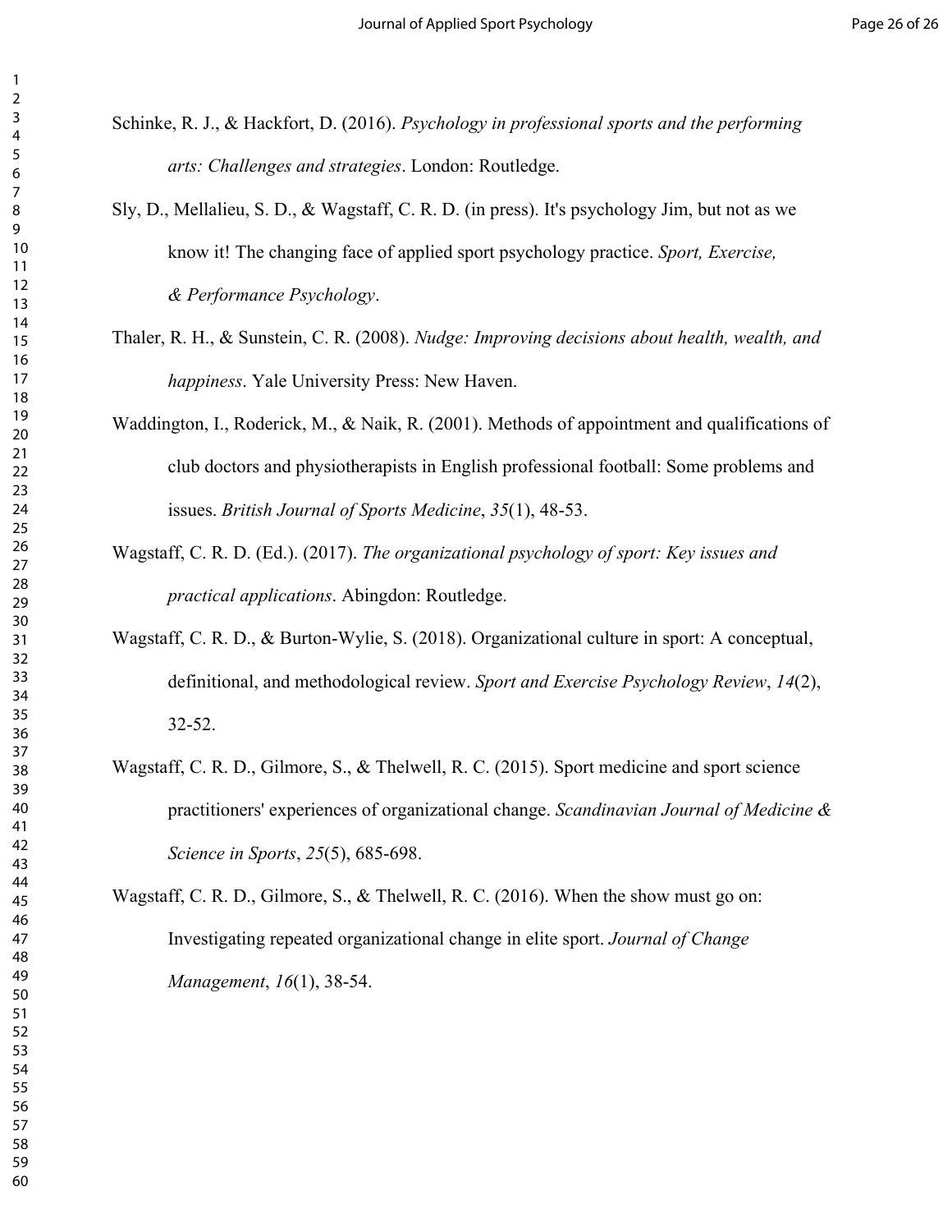Schinke, R. J., & Hackfort, D. (2016). *Psychology in professional sports and the performing arts: Challenges and strategies*. London: Routledge.

Sly, D., Mellalieu, S. D., & Wagstaff, C. R. D. (in press). It's psychology Jim, but not as we know it! The changing face of applied sport psychology practice. *Sport, Exercise, & Performance Psychology*.

Thaler, R. H., & Sunstein, C. R. (2008). *Nudge: Improving decisions about health, wealth, and happiness*. Yale University Press: New Haven.

Waddington, I., Roderick, M., & Naik, R. (2001). Methods of appointment and qualifications of club doctors and physiotherapists in English professional football: Some problems and issues. *British Journal of Sports Medicine*, *35*(1), 48-53.

Wagstaff, C. R. D. (Ed.). (2017). *The organizational psychology of sport: Key issues and practical applications*. Abingdon: Routledge.

Wagstaff, C. R. D., & Burton-Wylie, S. (2018). Organizational culture in sport: A conceptual, definitional, and methodological review. *Sport and Exercise Psychology Review*, *14*(2), 32-52.

Wagstaff, C. R. D., Gilmore, S., & Thelwell, R. C. (2015). Sport medicine and sport science practitioners' experiences of organizational change. *Scandinavian Journal of Medicine & Science in Sports*, *25*(5), 685-698.

Wagstaff, C. R. D., Gilmore, S., & Thelwell, R. C. (2016). When the show must go on: Investigating repeated organizational change in elite sport. *Journal of Change Management*, *16*(1), 38-54.